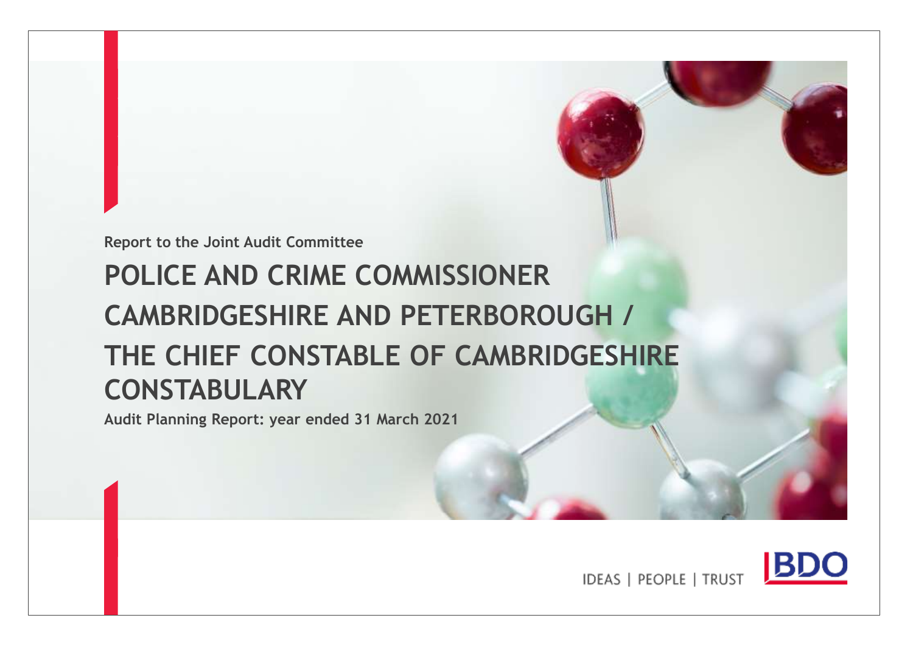Report to the Joint Audit Committee

# POLICE AND CRIME COMMISSIONER CAMBRIDGESHIRE AND PETERBOROUGH / THE CHIEF CONSTABLE OF CAMBRIDGESHIRE CONSTABULARY

**Audit Planning Report: year ended 31 March 2021**

IDEAS | PEOPLE | TRUST

BDO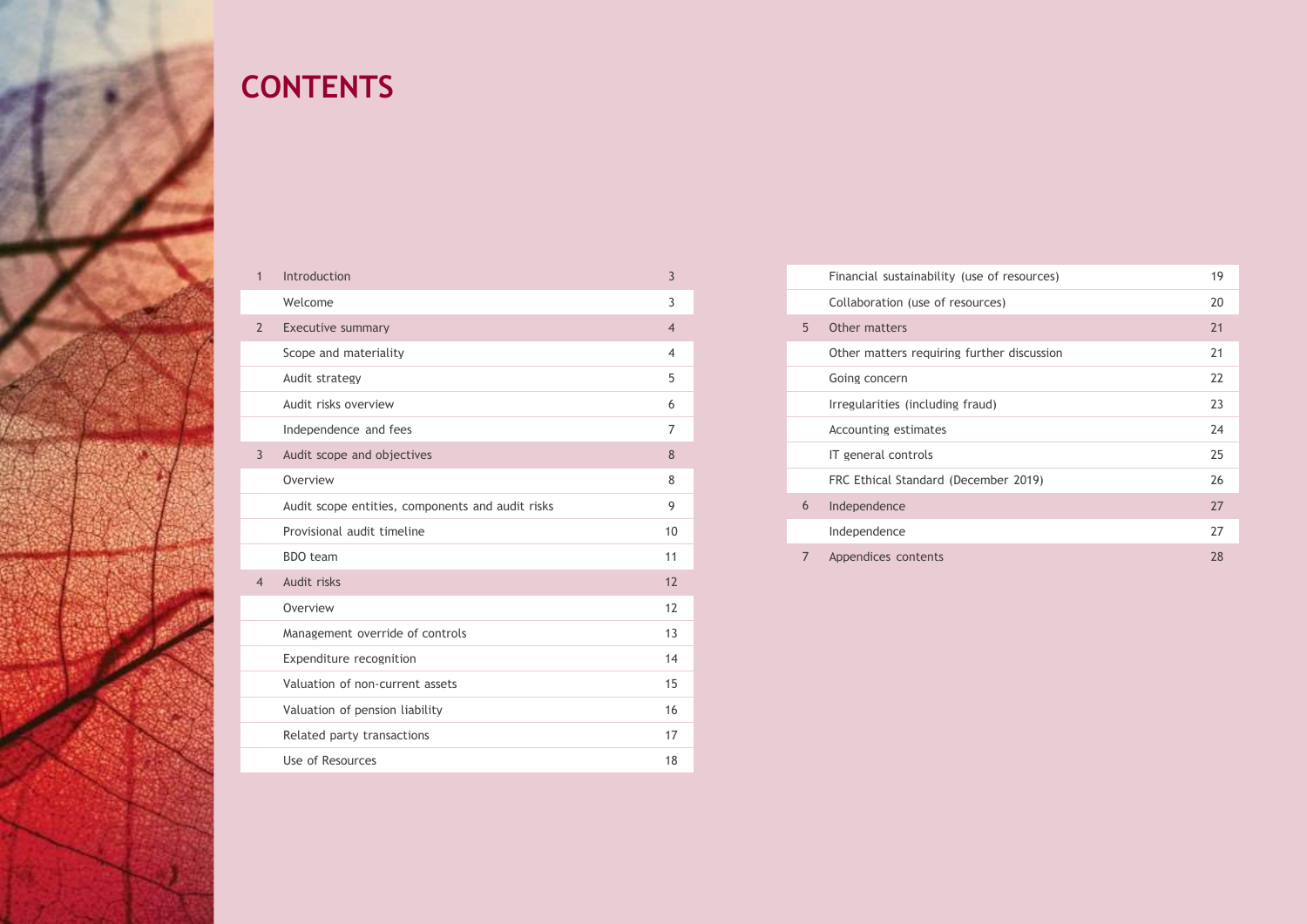# CONTENTS

| | | |
|---|---|---|
| 1 | Introduction | 3 |
| | Welcome | 3 |
| 2 | Executive summary | 4 |
| | Scope and materiality | 4 |
| | Audit strategy | 5 |
| | Audit risks overview | 6 |
| | Independence and fees | 7 |
| 3 | Audit scope and objectives | 8 |
| | Overview | 8 |
| | Audit scope entities, components and audit risks | 9 |
| | Provisional audit timeline | 10 |
| | BDO team | 11 |
| 4 | Audit risks | 12 |
| | Overview | 12 |
| | Management override of controls | 13 |
| | Expenditure recognition | 14 |
| | Valuation of non-current assets | 15 |
| | Valuation of pension liability | 16 |
| | Related party transactions | 17 |
| | Use of Resources | 18 |
| | Financial sustainability (use of resources) | 19 |
| | Collaboration (use of resources) | 20 |
| 5 | Other matters | 21 |
| | Other matters requiring further discussion | 21 |
| | Going concern | 22 |
| | Irregularities (including fraud) | 23 |
| | Accounting estimates | 24 |
| | IT general controls | 25 |
| | FRC Ethical Standard (December 2019) | 26 |
| 6 | Independence | 27 |
| | Independence | 27 |
| 7 | Appendices contents | 28 |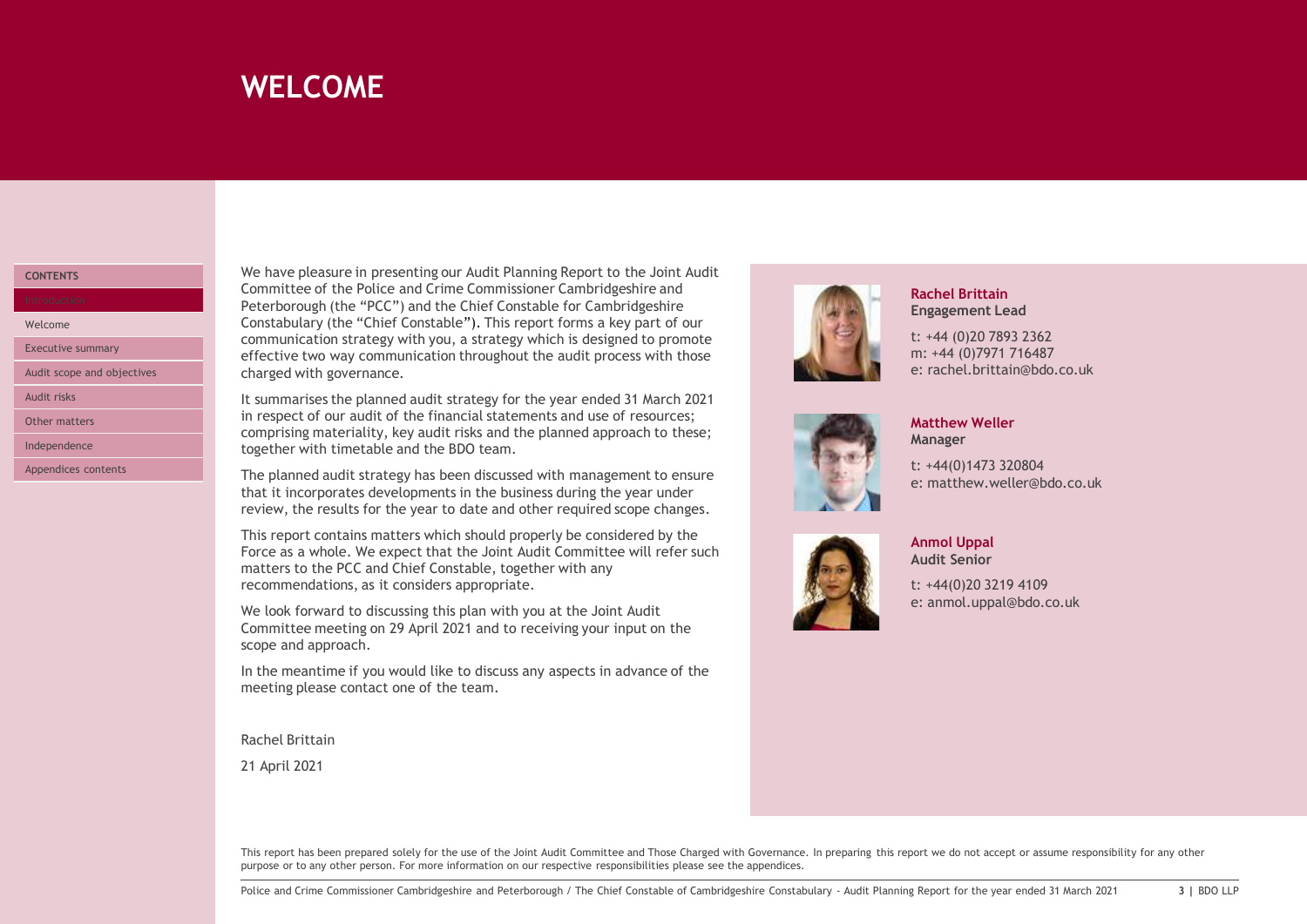# WELCOME

We have pleasure in presenting our Audit Planning Report to the Joint Audit Committee of the Police and Crime Commissioner Cambridgeshire and Peterborough (the "PCC") and the Chief Constable for Cambridgeshire Constabulary (the "Chief Constable"). This report forms a key part of our communication strategy with you, a strategy which is designed to promote effective two way communication throughout the audit process with those charged with governance.

It summarises the planned audit strategy for the year ended 31 March 2021 in respect of our audit of the financial statements and use of resources; comprising materiality, key audit risks and the planned approach to these; together with timetable and the BDO team.

The planned audit strategy has been discussed with management to ensure that it incorporates developments in the business during the year under review, the results for the year to date and other required scope changes.

This report contains matters which should properly be considered by the Force as a whole. We expect that the Joint Audit Committee will refer such matters to the PCC and Chief Constable, together with any recommendations, as it considers appropriate.

We look forward to discussing this plan with you at the Joint Audit Committee meeting on 29 April 2021 and to receiving your input on the scope and approach.

In the meantime if you would like to discuss any aspects in advance of the meeting please contact one of the team.

Rachel Brittain

21 April 2021

**Rachel Brittain**
**Engagement Lead**

t: +44 (0)20 7893 2362
m: +44 (0)7971 716487
e: rachel.brittain@bdo.co.uk

**Matthew Weller**
**Manager**

t: +44(0)1473 320804
e: matthew.weller@bdo.co.uk

**Anmol Uppal**
**Audit Senior**

t: +44(0)20 3219 4109
e: anmol.uppal@bdo.co.uk

This report has been prepared solely for the use of the Joint Audit Committee and Those Charged with Governance. In preparing this report we do not accept or assume responsibility for any other purpose or to any other person. For more information on our respective responsibilities please see the appendices.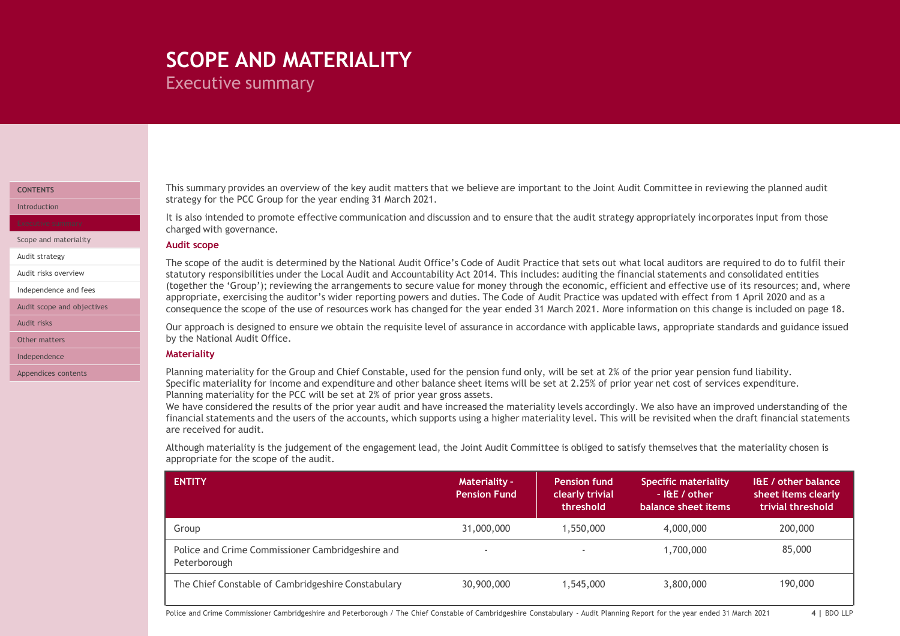# SCOPE AND MATERIALITY

## Executive summary

This summary provides an overview of the key audit matters that we believe are important to the Joint Audit Committee in reviewing the planned audit strategy for the PCC Group for the year ending 31 March 2021.

It is also intended to promote effective communication and discussion and to ensure that the audit strategy appropriately incorporates input from those charged with governance.

### Audit scope

The scope of the audit is determined by the National Audit Office's Code of Audit Practice that sets out what local auditors are required to do to fulfil their statutory responsibilities under the Local Audit and Accountability Act 2014. This includes: auditing the financial statements and consolidated entities (together the 'Group'); reviewing the arrangements to secure value for money through the economic, efficient and effective use of its resources; and, where appropriate, exercising the auditor's wider reporting powers and duties. The Code of Audit Practice was updated with effect from 1 April 2020 and as a consequence the scope of the use of resources work has changed for the year ended 31 March 2021. More information on this change is included on page 18.

Our approach is designed to ensure we obtain the requisite level of assurance in accordance with applicable laws, appropriate standards and guidance issued by the National Audit Office.

### Materiality

Planning materiality for the Group and Chief Constable, used for the pension fund only, will be set at 2% of the prior year pension fund liability.
Specific materiality for income and expenditure and other balance sheet items will be set at 2.25% of prior year net cost of services expenditure.
Planning materiality for the PCC will be set at 2% of prior year gross assets.
We have considered the results of the prior year audit and have increased the materiality levels accordingly. We also have an improved understanding of the financial statements and the users of the accounts, which supports using a higher materiality level. This will be revisited when the draft financial statements are received for audit.

Although materiality is the judgement of the engagement lead, the Joint Audit Committee is obliged to satisfy themselves that the materiality chosen is appropriate for the scope of the audit.

| ENTITY | Materiality - Pension Fund | Pension fund clearly trivial threshold | Specific materiality - I&E / other balance sheet items | I&E / other balance sheet items clearly trivial threshold |
|---|---|---|---|---|
| Group | 31,000,000 | 1,550,000 | 4,000,000 | 200,000 |
| Police and Crime Commissioner Cambridgeshire and Peterborough | - | - | 1,700,000 | 85,000 |
| The Chief Constable of Cambridgeshire Constabulary | 30,900,000 | 1,545,000 | 3,800,000 | 190,000 |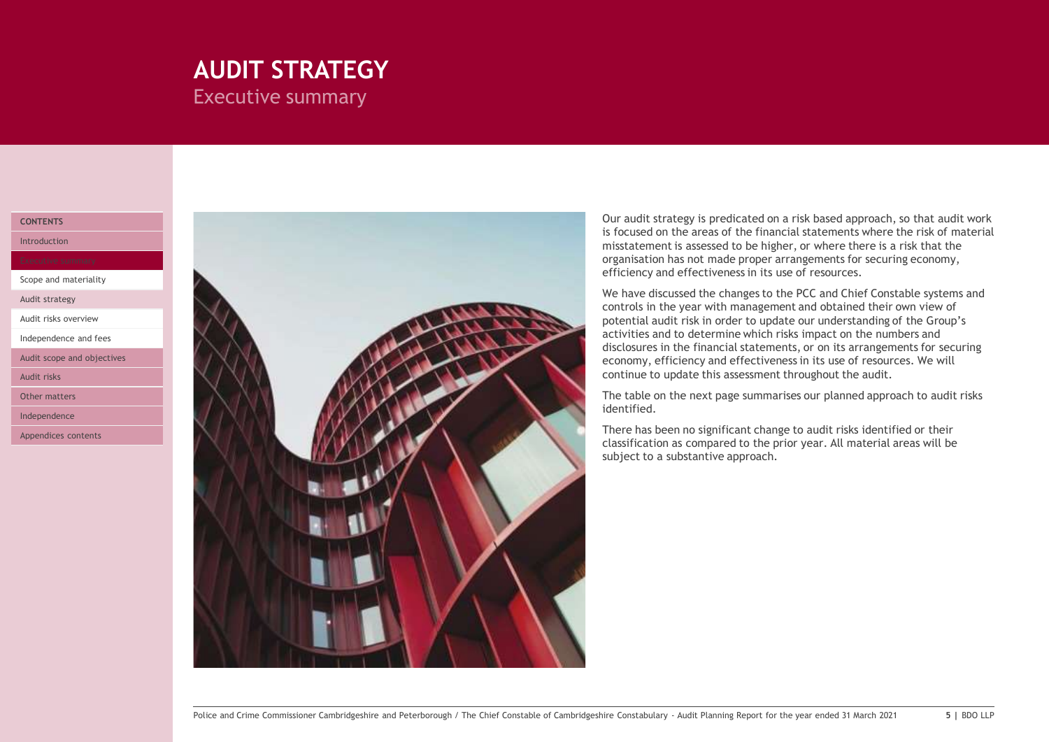# AUDIT STRATEGY

## Executive summary

Our audit strategy is predicated on a risk based approach, so that audit work is focused on the areas of the financial statements where the risk of material misstatement is assessed to be higher, or where there is a risk that the organisation has not made proper arrangements for securing economy, efficiency and effectiveness in its use of resources.

We have discussed the changes to the PCC and Chief Constable systems and controls in the year with management and obtained their own view of potential audit risk in order to update our understanding of the Group's activities and to determine which risks impact on the numbers and disclosures in the financial statements, or on its arrangements for securing economy, efficiency and effectiveness in its use of resources. We will continue to update this assessment throughout the audit.

The table on the next page summarises our planned approach to audit risks identified.

There has been no significant change to audit risks identified or their classification as compared to the prior year. All material areas will be subject to a substantive approach.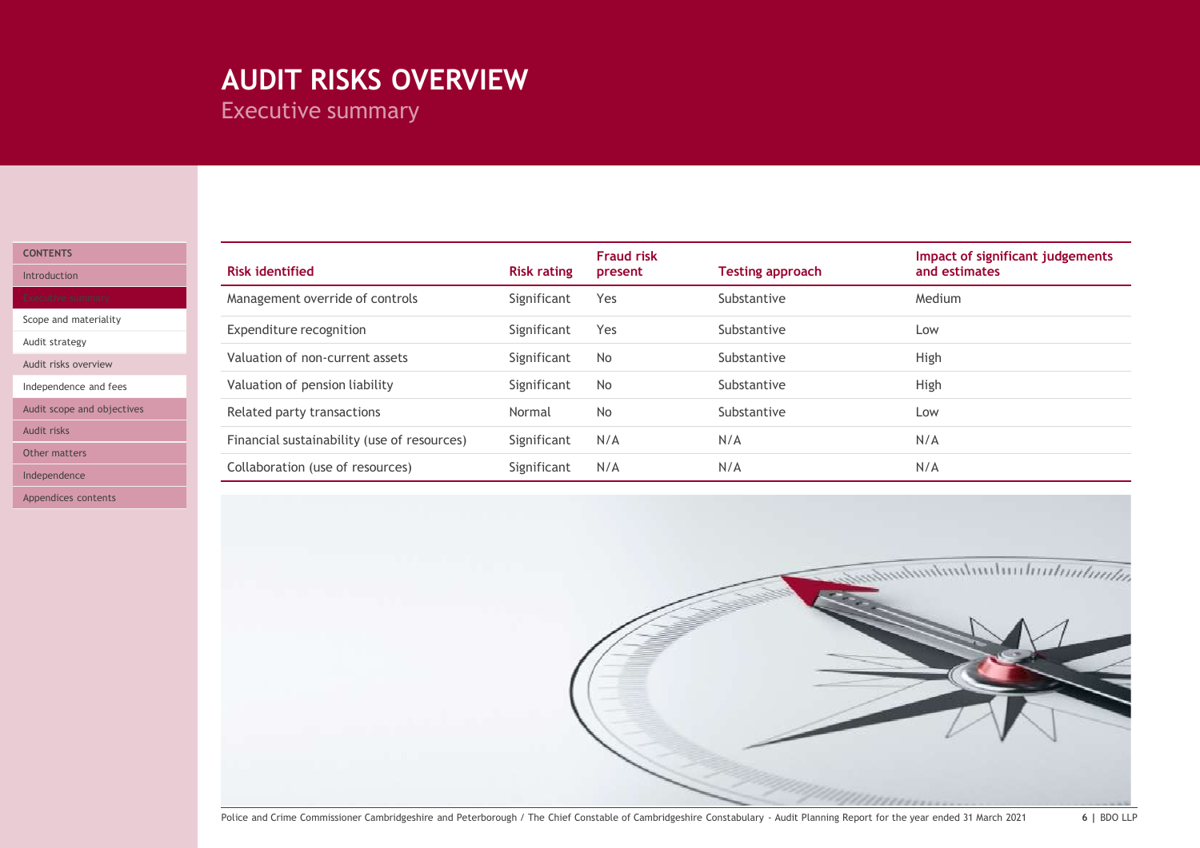# AUDIT RISKS OVERVIEW

## Executive summary

| Risk identified | Risk rating | Fraud risk present | Testing approach | Impact of significant judgements and estimates |
|---|---|---|---|---|
| Management override of controls | Significant | Yes | Substantive | Medium |
| Expenditure recognition | Significant | Yes | Substantive | Low |
| Valuation of non-current assets | Significant | No | Substantive | High |
| Valuation of pension liability | Significant | No | Substantive | High |
| Related party transactions | Normal | No | Substantive | Low |
| Financial sustainability (use of resources) | Significant | N/A | N/A | N/A |
| Collaboration (use of resources) | Significant | N/A | N/A | N/A |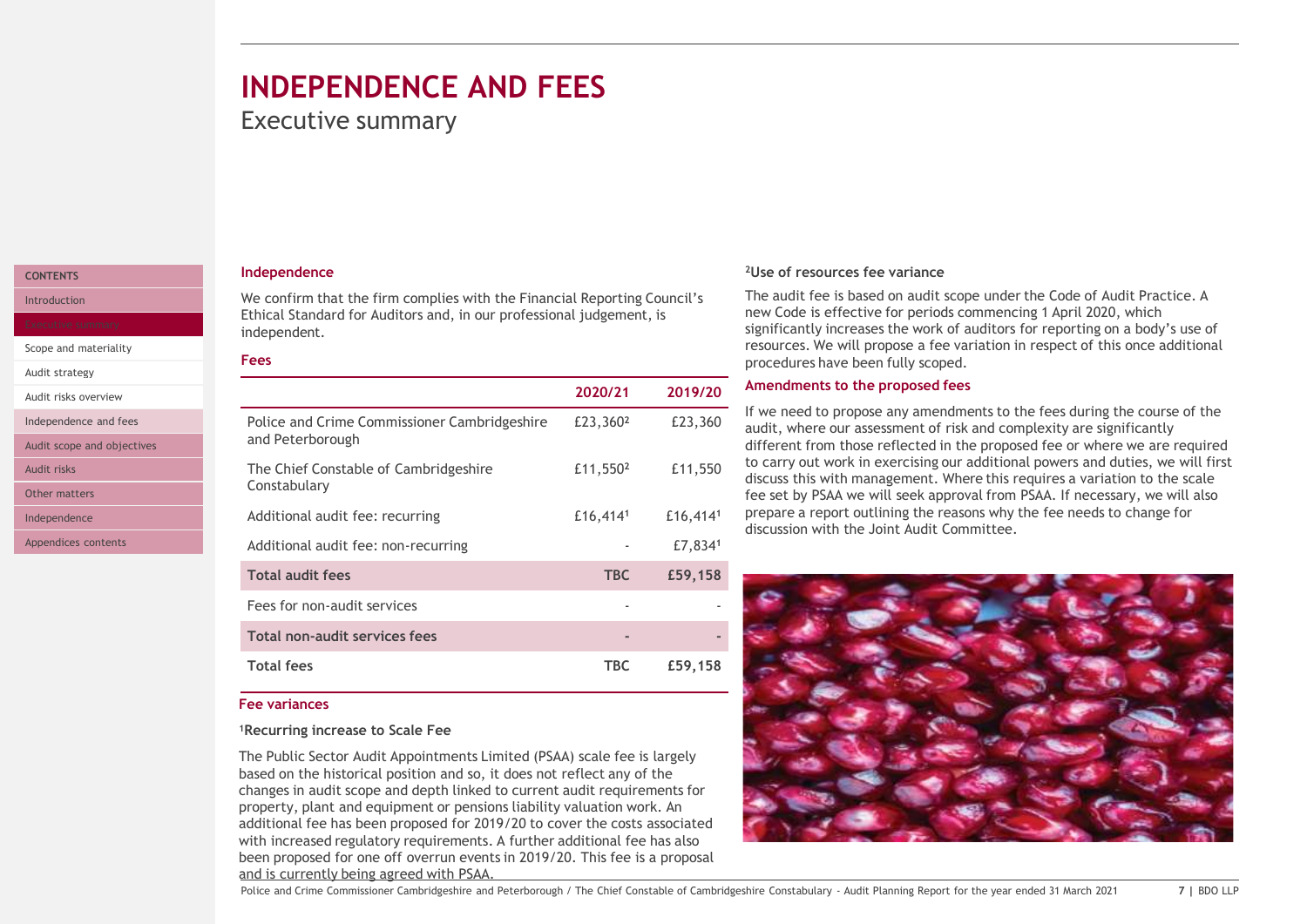# INDEPENDENCE AND FEES

## Executive summary

### Independence

We confirm that the firm complies with the Financial Reporting Council's Ethical Standard for Auditors and, in our professional judgement, is independent.

### Fees

| | 2020/21 | 2019/20 |
|---|---|---|
| Police and Crime Commissioner Cambridgeshire and Peterborough | £23,360[2] | £23,360 |
| The Chief Constable of Cambridgeshire Constabulary | £11,550[2] | £11,550 |
| Additional audit fee: recurring | £16,414[1] | £16,414[1] |
| Additional audit fee: non-recurring | - | £7,834[1] |
| **Total audit fees** | **TBC** | **£59,158** |
| Fees for non-audit services | - | - |
| **Total non-audit services fees** | **-** | **-** |
| **Total fees** | **TBC** | **£59,158** |

### Fee variances

**[1]Recurring increase to Scale Fee**

The Public Sector Audit Appointments Limited (PSAA) scale fee is largely based on the historical position and so, it does not reflect any of the changes in audit scope and depth linked to current audit requirements for property, plant and equipment or pensions liability valuation work. An additional fee has been proposed for 2019/20 to cover the costs associated with increased regulatory requirements. A further additional fee has also been proposed for one off overrun events in 2019/20. This fee is a proposal and is currently being agreed with PSAA.

**[2]Use of resources fee variance**

The audit fee is based on audit scope under the Code of Audit Practice. A new Code is effective for periods commencing 1 April 2020, which significantly increases the work of auditors for reporting on a body's use of resources. We will propose a fee variation in respect of this once additional procedures have been fully scoped.

### Amendments to the proposed fees

If we need to propose any amendments to the fees during the course of the audit, where our assessment of risk and complexity are significantly different from those reflected in the proposed fee or where we are required to carry out work in exercising our additional powers and duties, we will first discuss this with management. Where this requires a variation to the scale fee set by PSAA we will seek approval from PSAA. If necessary, we will also prepare a report outlining the reasons why the fee needs to change for discussion with the Joint Audit Committee.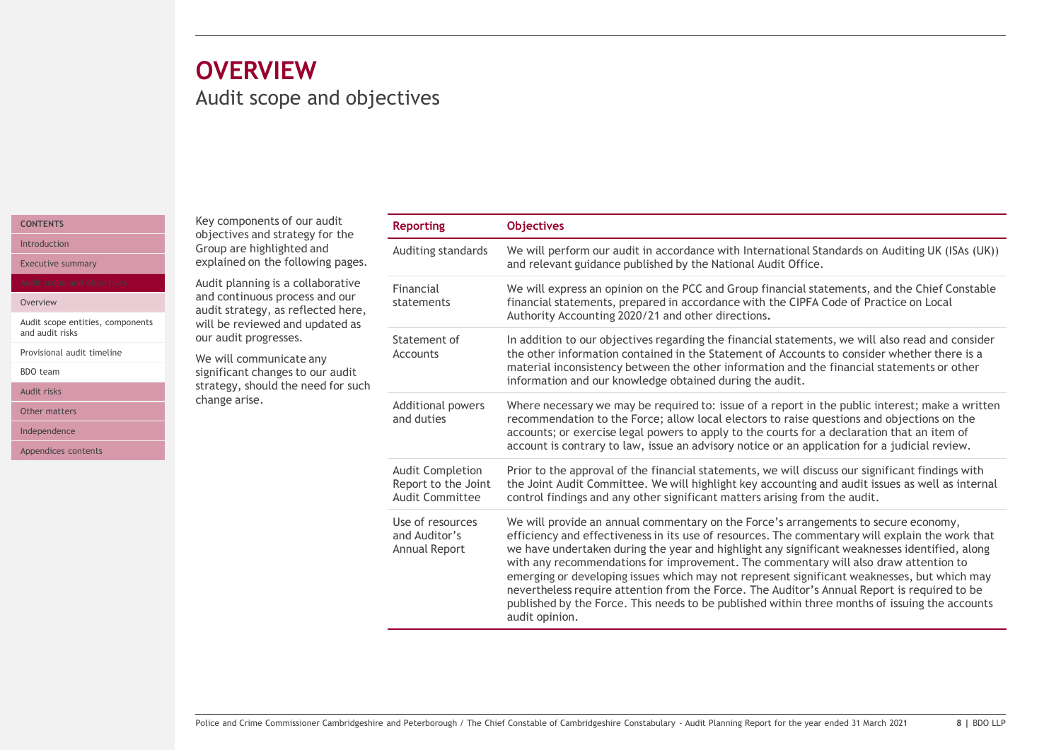# OVERVIEW

## Audit scope and objectives

Key components of our audit objectives and strategy for the Group are highlighted and explained on the following pages.

Audit planning is a collaborative and continuous process and our audit strategy, as reflected here, will be reviewed and updated as our audit progresses.

We will communicate any significant changes to our audit strategy, should the need for such change arise.

| Reporting | Objectives |
|---|---|
| Auditing standards | We will perform our audit in accordance with International Standards on Auditing UK (ISAs (UK)) and relevant guidance published by the National Audit Office. |
| Financial statements | We will express an opinion on the PCC and Group financial statements, and the Chief Constable financial statements, prepared in accordance with the CIPFA Code of Practice on Local Authority Accounting 2020/21 and other directions**.** |
| Statement of Accounts | In addition to our objectives regarding the financial statements, we will also read and consider the other information contained in the Statement of Accounts to consider whether there is a material inconsistency between the other information and the financial statements or other information and our knowledge obtained during the audit. |
| Additional powers and duties | Where necessary we may be required to: issue of a report in the public interest; make a written recommendation to the Force; allow local electors to raise questions and objections on the accounts; or exercise legal powers to apply to the courts for a declaration that an item of account is contrary to law, issue an advisory notice or an application for a judicial review. |
| Audit Completion Report to the Joint Audit Committee | Prior to the approval of the financial statements, we will discuss our significant findings with the Joint Audit Committee. We will highlight key accounting and audit issues as well as internal control findings and any other significant matters arising from the audit. |
| Use of resources and Auditor's Annual Report | We will provide an annual commentary on the Force's arrangements to secure economy, efficiency and effectiveness in its use of resources. The commentary will explain the work that we have undertaken during the year and highlight any significant weaknesses identified, along with any recommendations for improvement. The commentary will also draw attention to emerging or developing issues which may not represent significant weaknesses, but which may nevertheless require attention from the Force. The Auditor's Annual Report is required to be published by the Force. This needs to be published within three months of issuing the accounts audit opinion. |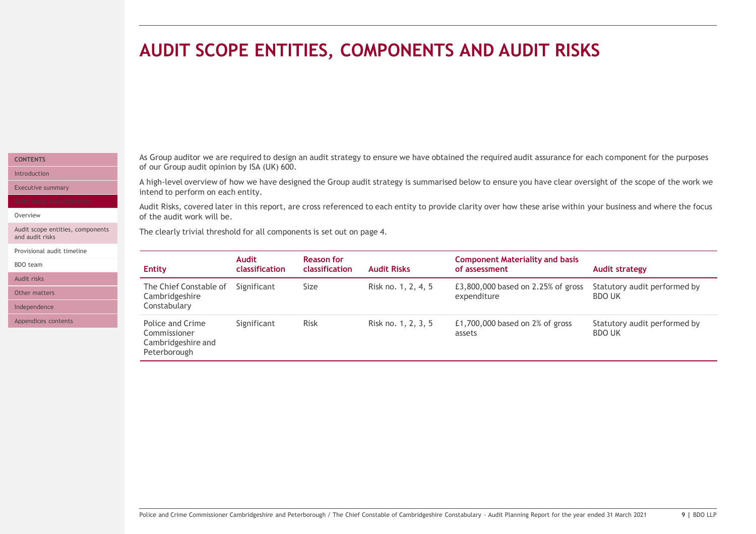# AUDIT SCOPE ENTITIES, COMPONENTS AND AUDIT RISKS

As Group auditor we are required to design an audit strategy to ensure we have obtained the required audit assurance for each component for the purposes of our Group audit opinion by ISA (UK) 600.

A high-level overview of how we have designed the Group audit strategy is summarised below to ensure you have clear oversight of the scope of the work we intend to perform on each entity.

Audit Risks, covered later in this report, are cross referenced to each entity to provide clarity over how these arise within your business and where the focus of the audit work will be.

The clearly trivial threshold for all components is set out on page 4.

| Entity | Audit classification | Reason for classification | Audit Risks | Component Materiality and basis of assessment | Audit strategy |
|---|---|---|---|---|---|
| The Chief Constable of Cambridgeshire Constabulary | Significant | Size | Risk no. 1, 2, 4, 5 | £3,800,000 based on 2.25% of gross expenditure | Statutory audit performed by BDO UK |
| Police and Crime Commissioner Cambridgeshire and Peterborough | Significant | Risk | Risk no. 1, 2, 3, 5 | £1,700,000 based on 2% of gross assets | Statutory audit performed by BDO UK |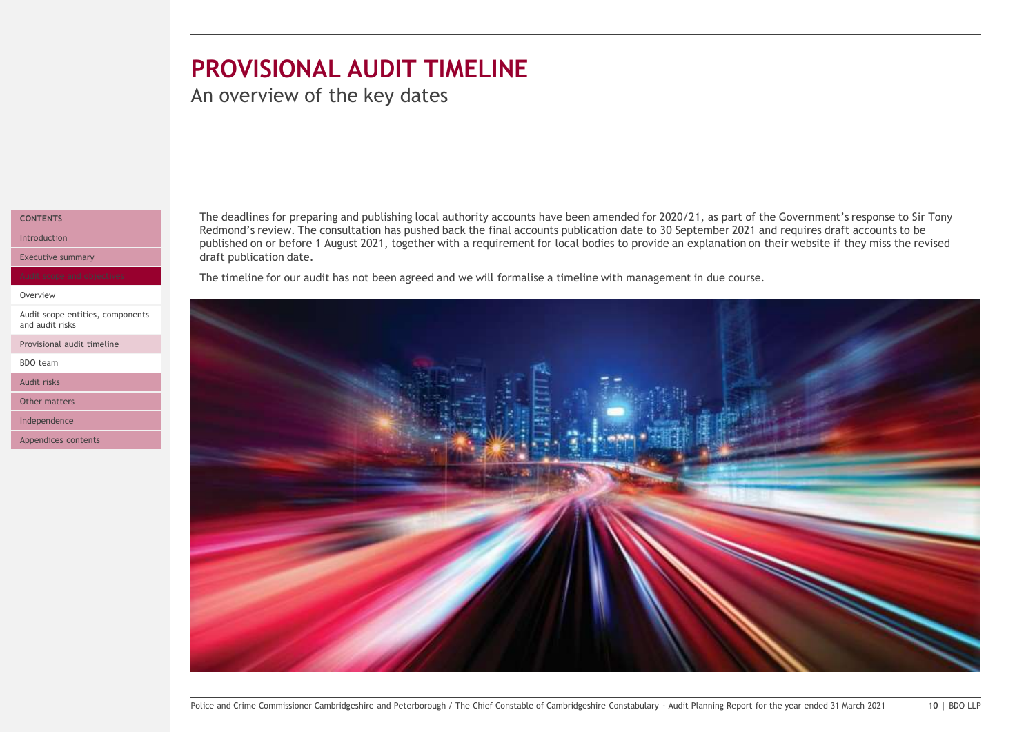# PROVISIONAL AUDIT TIMELINE

An overview of the key dates

The deadlines for preparing and publishing local authority accounts have been amended for 2020/21, as part of the Government's response to Sir Tony Redmond's review. The consultation has pushed back the final accounts publication date to 30 September 2021 and requires draft accounts to be published on or before 1 August 2021, together with a requirement for local bodies to provide an explanation on their website if they miss the revised draft publication date.

The timeline for our audit has not been agreed and we will formalise a timeline with management in due course.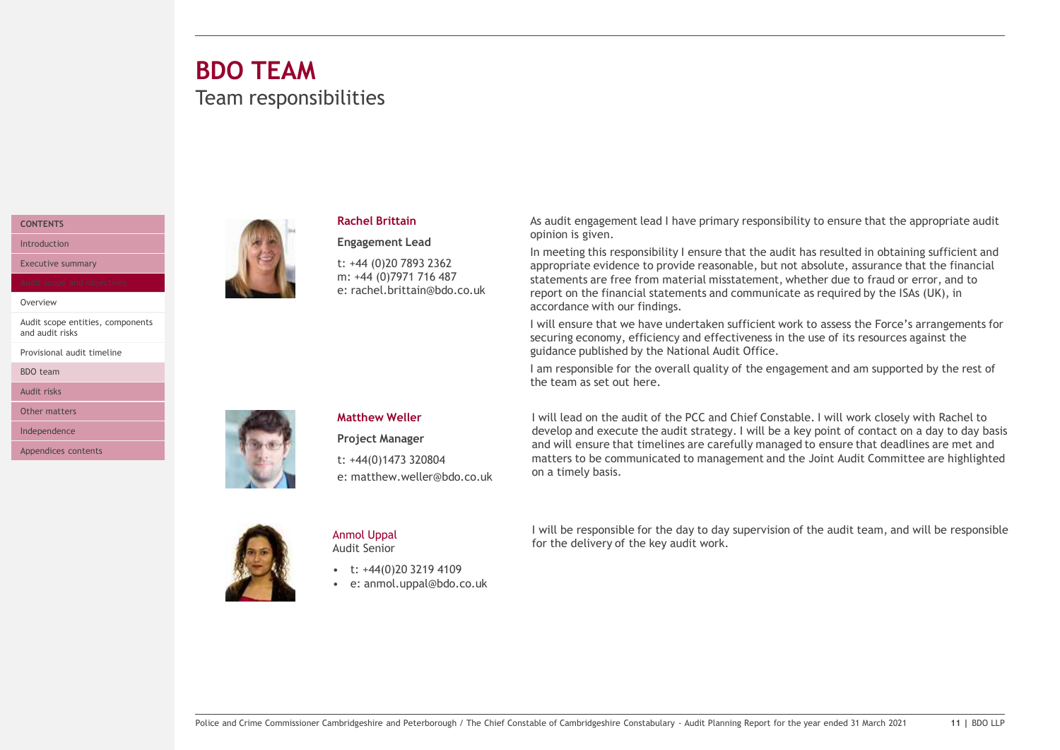# BDO TEAM

## Team responsibilities

### Rachel Brittain

**Engagement Lead**

t: +44 (0)20 7893 2362
m: +44 (0)7971 716 487
e: rachel.brittain@bdo.co.uk

As audit engagement lead I have primary responsibility to ensure that the appropriate audit opinion is given.

In meeting this responsibility I ensure that the audit has resulted in obtaining sufficient and appropriate evidence to provide reasonable, but not absolute, assurance that the financial statements are free from material misstatement, whether due to fraud or error, and to report on the financial statements and communicate as required by the ISAs (UK), in accordance with our findings.

I will ensure that we have undertaken sufficient work to assess the Force's arrangements for securing economy, efficiency and effectiveness in the use of its resources against the guidance published by the National Audit Office.

I am responsible for the overall quality of the engagement and am supported by the rest of the team as set out here.

### Matthew Weller

**Project Manager**

t: +44(0)1473 320804
e: matthew.weller@bdo.co.uk

I will lead on the audit of the PCC and Chief Constable. I will work closely with Rachel to develop and execute the audit strategy. I will be a key point of contact on a day to day basis and will ensure that timelines are carefully managed to ensure that deadlines are met and matters to be communicated to management and the Joint Audit Committee are highlighted on a timely basis.

### Anmol Uppal

Audit Senior

- t: +44(0)20 3219 4109
- e: anmol.uppal@bdo.co.uk

I will be responsible for the day to day supervision of the audit team, and will be responsible for the delivery of the key audit work.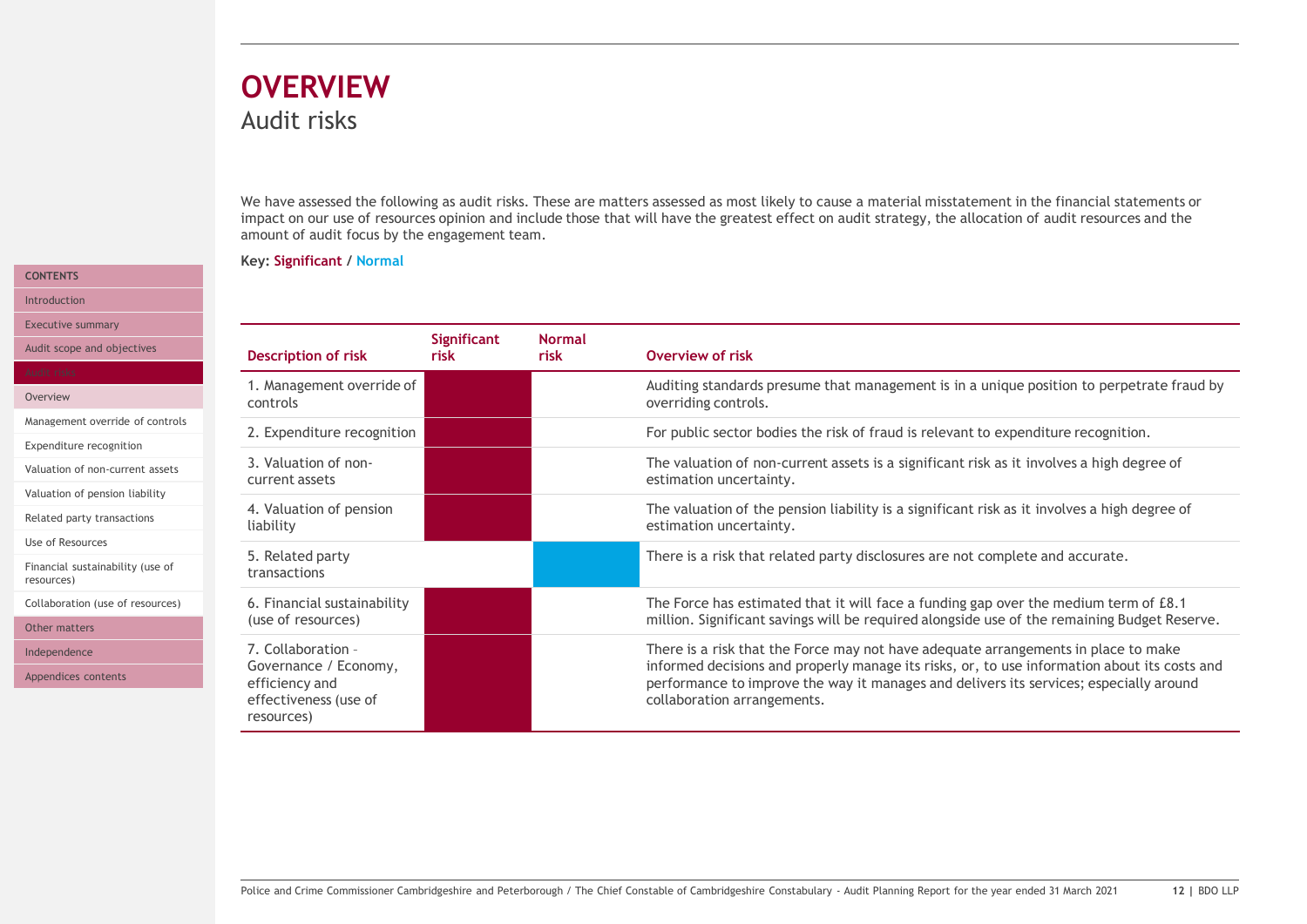# OVERVIEW

## Audit risks

We have assessed the following as audit risks. These are matters assessed as most likely to cause a material misstatement in the financial statements or impact on our use of resources opinion and include those that will have the greatest effect on audit strategy, the allocation of audit resources and the amount of audit focus by the engagement team.

**Key: Significant / Normal**

| Description of risk | Significant risk | Normal risk | Overview of risk |
|---|---|---|---|
| 1. Management override of controls | ■ | | Auditing standards presume that management is in a unique position to perpetrate fraud by overriding controls. |
| 2. Expenditure recognition | ■ | | For public sector bodies the risk of fraud is relevant to expenditure recognition. |
| 3. Valuation of non-current assets | ■ | | The valuation of non-current assets is a significant risk as it involves a high degree of estimation uncertainty. |
| 4. Valuation of pension liability | ■ | | The valuation of the pension liability is a significant risk as it involves a high degree of estimation uncertainty. |
| 5. Related party transactions | | ■ | There is a risk that related party disclosures are not complete and accurate. |
| 6. Financial sustainability (use of resources) | ■ | | The Force has estimated that it will face a funding gap over the medium term of £8.1 million. Significant savings will be required alongside use of the remaining Budget Reserve. |
| 7. Collaboration - Governance / Economy, efficiency and effectiveness (use of resources) | ■ | | There is a risk that the Force may not have adequate arrangements in place to make informed decisions and properly manage its risks, or, to use information about its costs and performance to improve the way it manages and delivers its services; especially around collaboration arrangements. |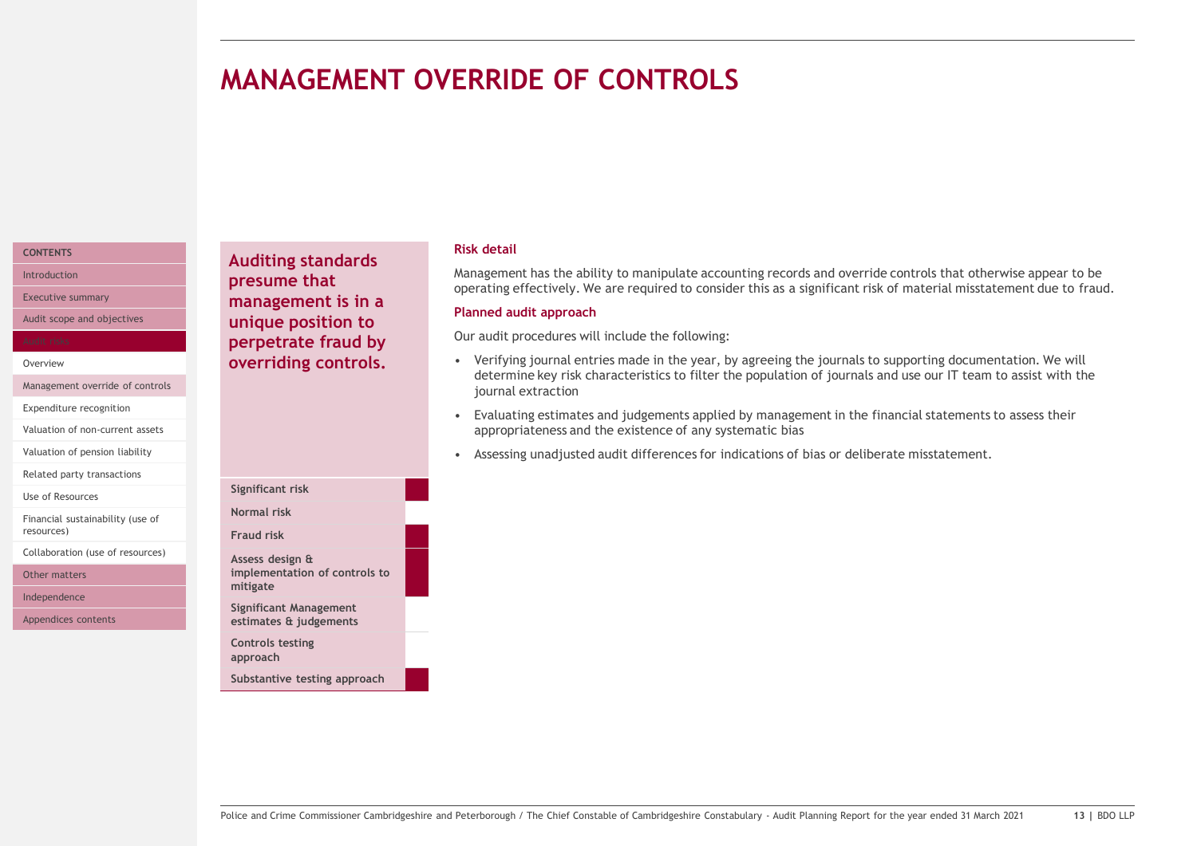# MANAGEMENT OVERRIDE OF CONTROLS

**Auditing standards presume that management is in a unique position to perpetrate fraud by overriding controls.**

| Risk characteristic | Applicable |
|---|---|
| Significant risk | ■ |
| Normal risk | |
| Fraud risk | ■ |
| Assess design & implementation of controls to mitigate | ■ |
| Significant Management estimates & judgements | |
| Controls testing approach | |
| Substantive testing approach | ■ |

### Risk detail

Management has the ability to manipulate accounting records and override controls that otherwise appear to be operating effectively. We are required to consider this as a significant risk of material misstatement due to fraud.

### Planned audit approach

Our audit procedures will include the following:

- Verifying journal entries made in the year, by agreeing the journals to supporting documentation. We will determine key risk characteristics to filter the population of journals and use our IT team to assist with the journal extraction
- Evaluating estimates and judgements applied by management in the financial statements to assess their appropriateness and the existence of any systematic bias
- Assessing unadjusted audit differences for indications of bias or deliberate misstatement.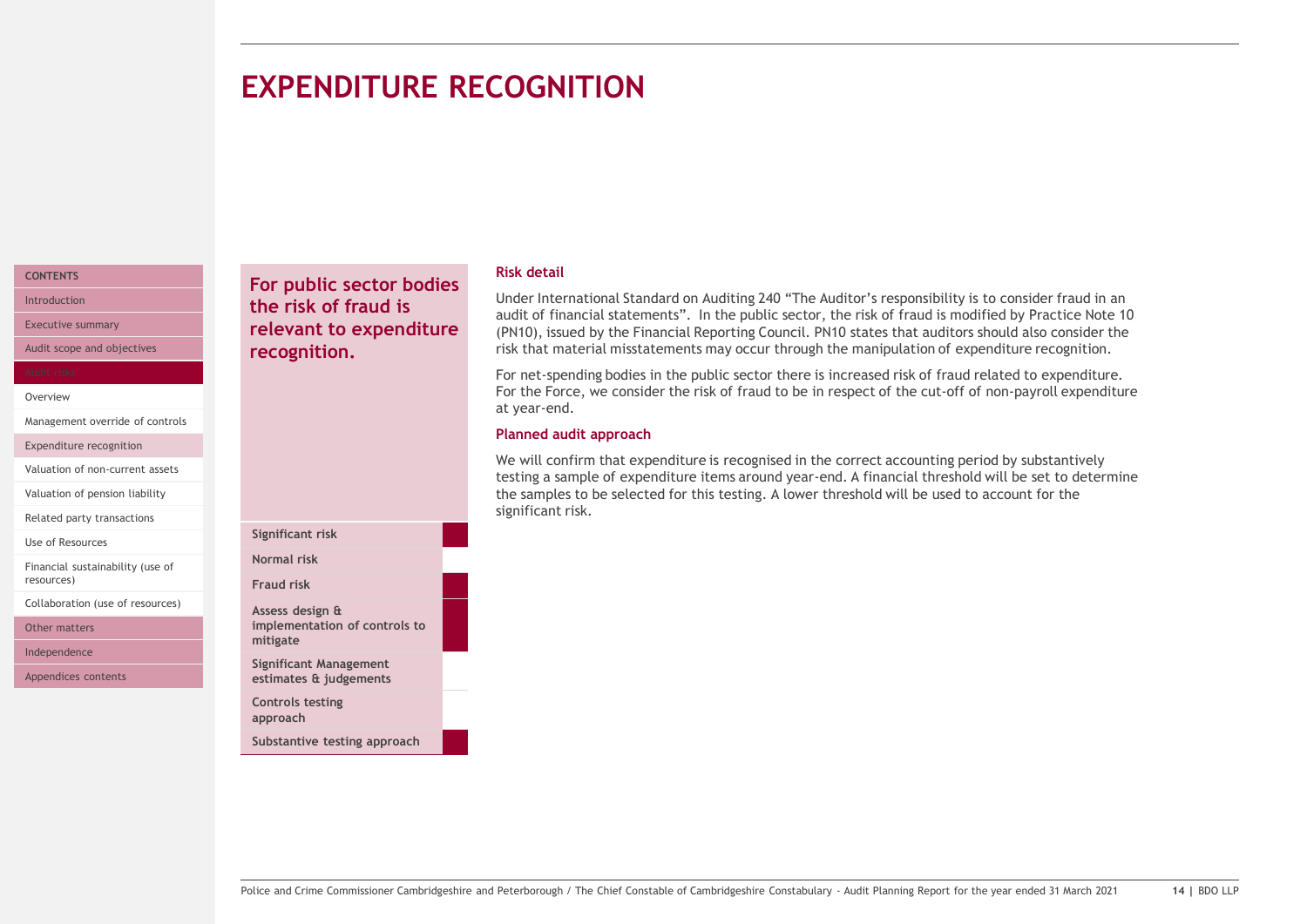# EXPENDITURE RECOGNITION

**For public sector bodies the risk of fraud is relevant to expenditure recognition.**

| Risk category | Applicable |
|---|---|
| Significant risk | ■ |
| Normal risk | |
| Fraud risk | ■ |
| Assess design & implementation of controls to mitigate | ■ |
| Significant Management estimates & judgements | |
| Controls testing approach | |
| Substantive testing approach | ■ |

### Risk detail

Under International Standard on Auditing 240 "The Auditor's responsibility is to consider fraud in an audit of financial statements". In the public sector, the risk of fraud is modified by Practice Note 10 (PN10), issued by the Financial Reporting Council. PN10 states that auditors should also consider the risk that material misstatements may occur through the manipulation of expenditure recognition.

For net-spending bodies in the public sector there is increased risk of fraud related to expenditure. For the Force, we consider the risk of fraud to be in respect of the cut-off of non-payroll expenditure at year-end.

### Planned audit approach

We will confirm that expenditure is recognised in the correct accounting period by substantively testing a sample of expenditure items around year-end. A financial threshold will be set to determine the samples to be selected for this testing. A lower threshold will be used to account for the significant risk.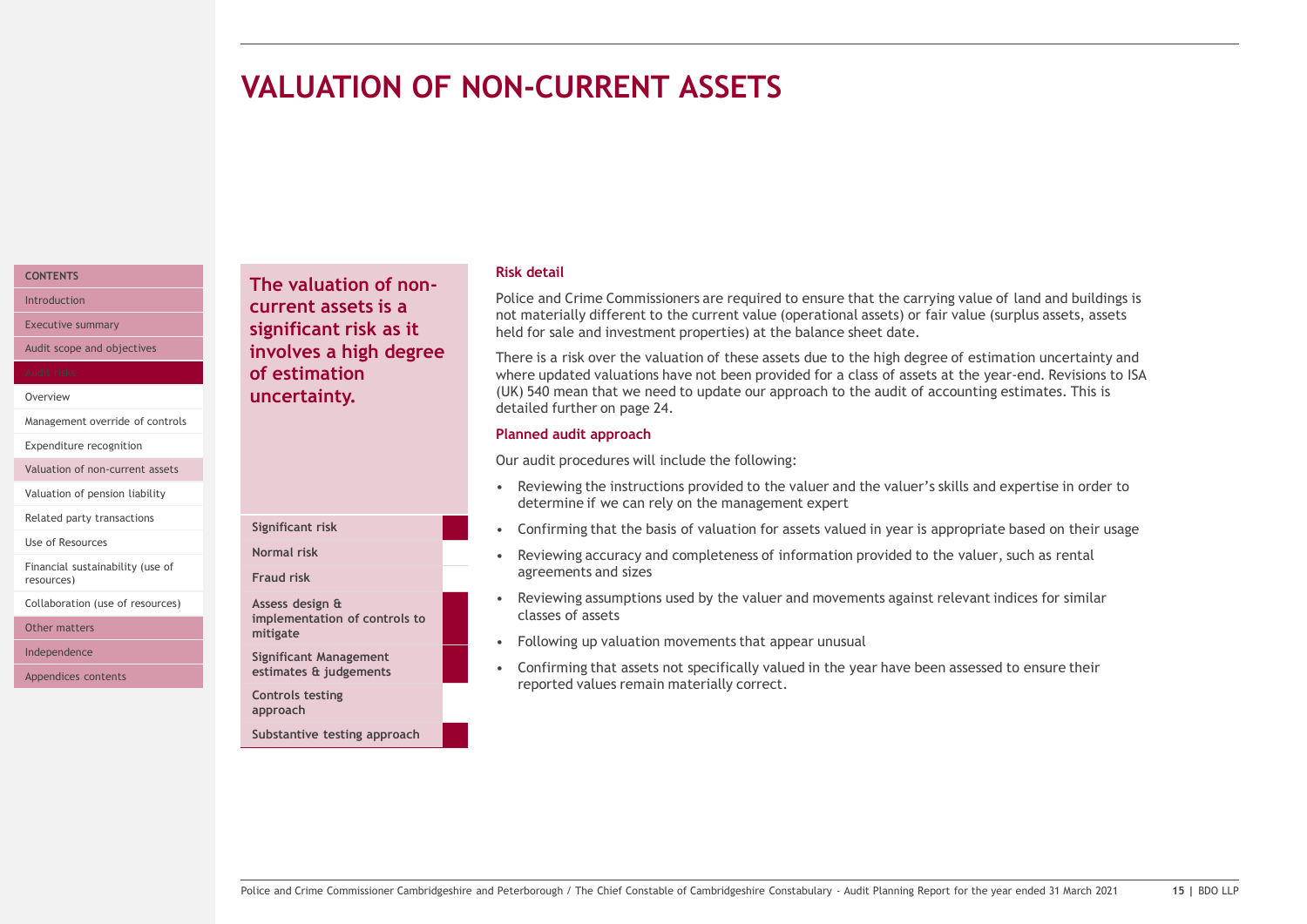# VALUATION OF NON-CURRENT ASSETS

**The valuation of non-current assets is a significant risk as it involves a high degree of estimation uncertainty.**

| Risk category | Applicable |
|---|---|
| Significant risk | ■ |
| Normal risk | |
| Fraud risk | |
| Assess design & implementation of controls to mitigate | ■ |
| Significant Management estimates & judgements | ■ |
| Controls testing approach | |
| Substantive testing approach | ■ |

### Risk detail

Police and Crime Commissioners are required to ensure that the carrying value of land and buildings is not materially different to the current value (operational assets) or fair value (surplus assets, assets held for sale and investment properties) at the balance sheet date.

There is a risk over the valuation of these assets due to the high degree of estimation uncertainty and where updated valuations have not been provided for a class of assets at the year-end. Revisions to ISA (UK) 540 mean that we need to update our approach to the audit of accounting estimates. This is detailed further on page 24.

### Planned audit approach

Our audit procedures will include the following:

- Reviewing the instructions provided to the valuer and the valuer's skills and expertise in order to determine if we can rely on the management expert
- Confirming that the basis of valuation for assets valued in year is appropriate based on their usage
- Reviewing accuracy and completeness of information provided to the valuer, such as rental agreements and sizes
- Reviewing assumptions used by the valuer and movements against relevant indices for similar classes of assets
- Following up valuation movements that appear unusual
- Confirming that assets not specifically valued in the year have been assessed to ensure their reported values remain materially correct.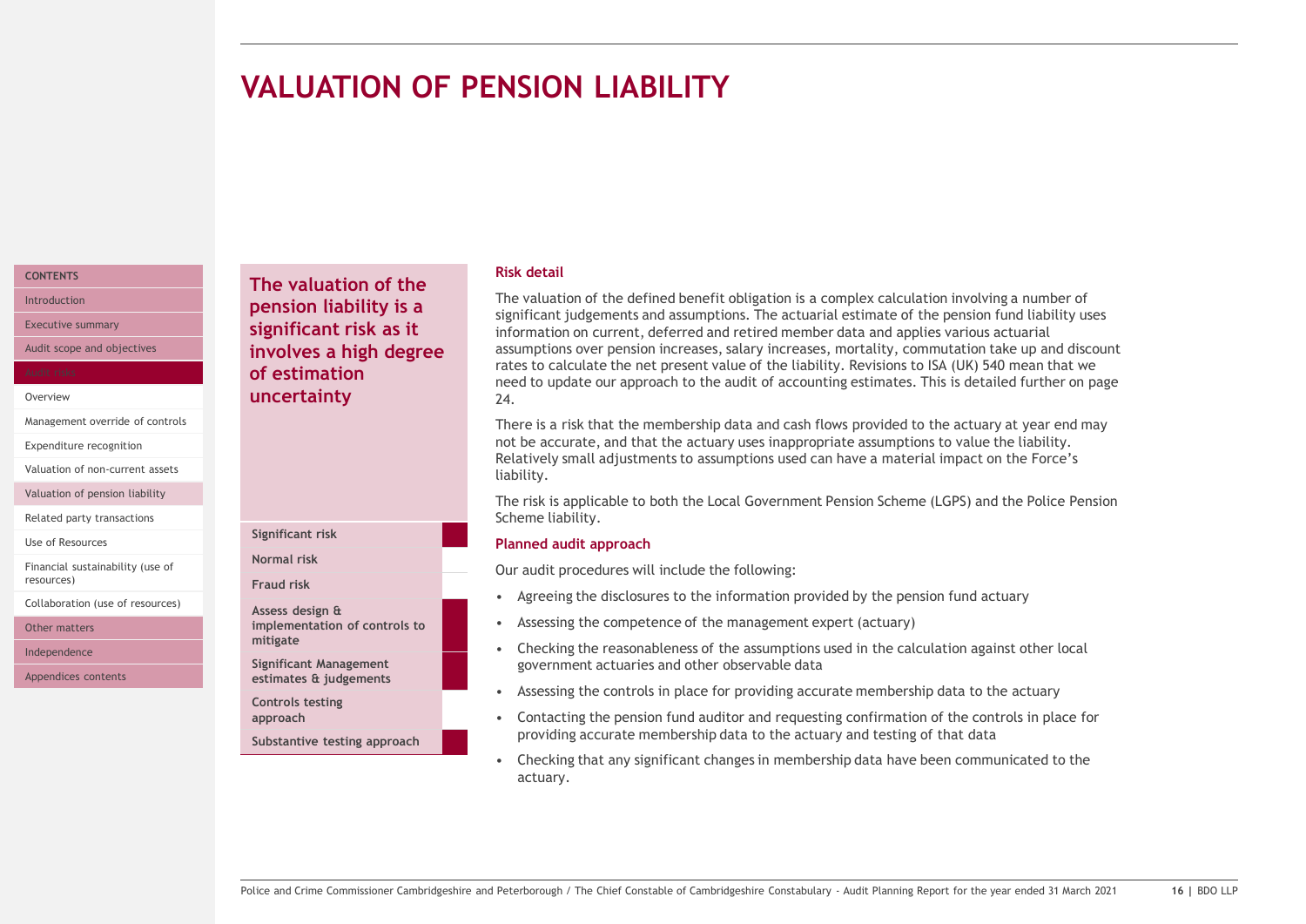# VALUATION OF PENSION LIABILITY

**The valuation of the pension liability is a significant risk as it involves a high degree of estimation uncertainty**

| | |
|---|---|
| Significant risk | ■ |
| Normal risk | |
| Fraud risk | |
| Assess design & implementation of controls to mitigate | ■ |
| Significant Management estimates & judgements | ■ |
| Controls testing approach | |
| Substantive testing approach | ■ |

### Risk detail

The valuation of the defined benefit obligation is a complex calculation involving a number of significant judgements and assumptions. The actuarial estimate of the pension fund liability uses information on current, deferred and retired member data and applies various actuarial assumptions over pension increases, salary increases, mortality, commutation take up and discount rates to calculate the net present value of the liability. Revisions to ISA (UK) 540 mean that we need to update our approach to the audit of accounting estimates. This is detailed further on page 24.

There is a risk that the membership data and cash flows provided to the actuary at year end may not be accurate, and that the actuary uses inappropriate assumptions to value the liability. Relatively small adjustments to assumptions used can have a material impact on the Force's liability.

The risk is applicable to both the Local Government Pension Scheme (LGPS) and the Police Pension Scheme liability.

### Planned audit approach

Our audit procedures will include the following:

- Agreeing the disclosures to the information provided by the pension fund actuary
- Assessing the competence of the management expert (actuary)
- Checking the reasonableness of the assumptions used in the calculation against other local government actuaries and other observable data
- Assessing the controls in place for providing accurate membership data to the actuary
- Contacting the pension fund auditor and requesting confirmation of the controls in place for providing accurate membership data to the actuary and testing of that data
- Checking that any significant changes in membership data have been communicated to the actuary.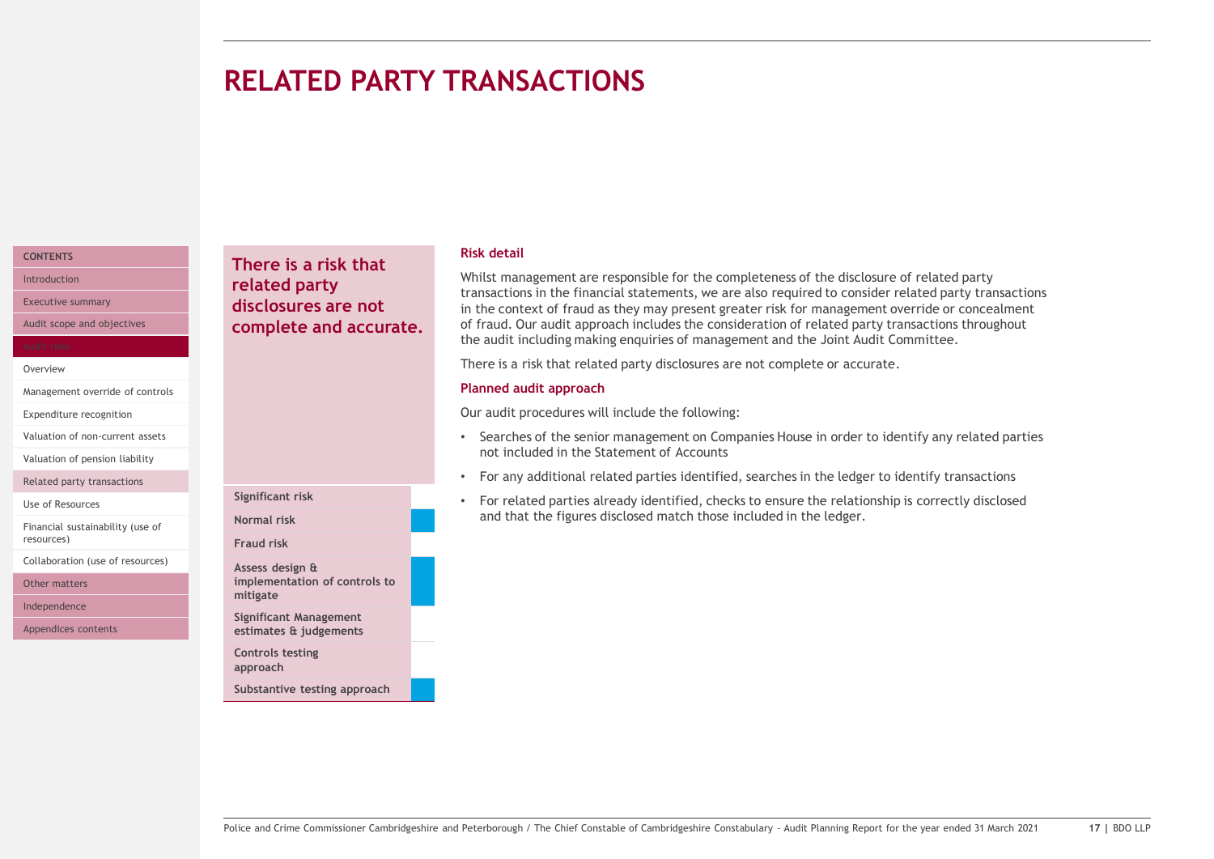# RELATED PARTY TRANSACTIONS

**There is a risk that related party disclosures are not complete and accurate.**

| Risk type | Applicable |
|---|---|
| Significant risk | |
| Normal risk | ■ |
| Fraud risk | |
| Assess design & implementation of controls to mitigate | ■ |
| Significant Management estimates & judgements | |
| Controls testing approach | |
| Substantive testing approach | ■ |

### Risk detail

Whilst management are responsible for the completeness of the disclosure of related party transactions in the financial statements, we are also required to consider related party transactions in the context of fraud as they may present greater risk for management override or concealment of fraud. Our audit approach includes the consideration of related party transactions throughout the audit including making enquiries of management and the Joint Audit Committee.

There is a risk that related party disclosures are not complete or accurate.

### Planned audit approach

Our audit procedures will include the following:

- Searches of the senior management on Companies House in order to identify any related parties not included in the Statement of Accounts
- For any additional related parties identified, searches in the ledger to identify transactions
- For related parties already identified, checks to ensure the relationship is correctly disclosed and that the figures disclosed match those included in the ledger.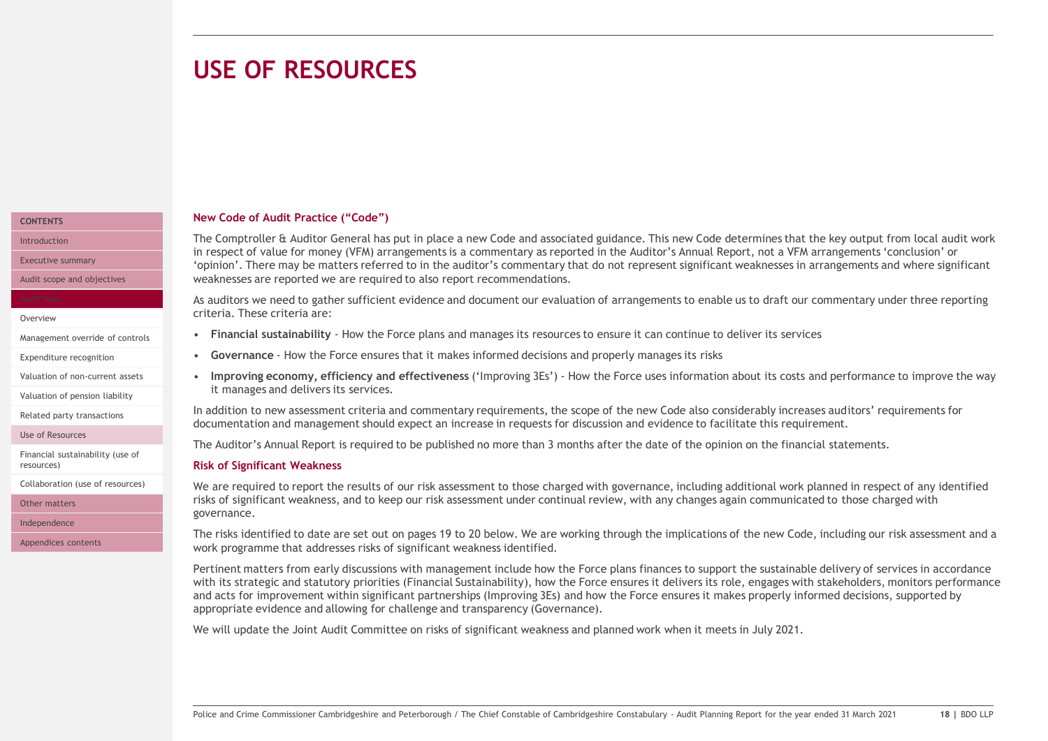# USE OF RESOURCES

### New Code of Audit Practice ("Code")

The Comptroller & Auditor General has put in place a new Code and associated guidance. This new Code determines that the key output from local audit work in respect of value for money (VFM) arrangements is a commentary as reported in the Auditor's Annual Report, not a VFM arrangements 'conclusion' or 'opinion'. There may be matters referred to in the auditor's commentary that do not represent significant weaknesses in arrangements and where significant weaknesses are reported we are required to also report recommendations.

As auditors we need to gather sufficient evidence and document our evaluation of arrangements to enable us to draft our commentary under three reporting criteria. These criteria are:

- **Financial sustainability** - How the Force plans and manages its resources to ensure it can continue to deliver its services
- **Governance** - How the Force ensures that it makes informed decisions and properly manages its risks
- **Improving economy, efficiency and effectiveness** ('Improving 3Es') - How the Force uses information about its costs and performance to improve the way it manages and delivers its services.

In addition to new assessment criteria and commentary requirements, the scope of the new Code also considerably increases auditors' requirements for documentation and management should expect an increase in requests for discussion and evidence to facilitate this requirement.

The Auditor's Annual Report is required to be published no more than 3 months after the date of the opinion on the financial statements.

### Risk of Significant Weakness

We are required to report the results of our risk assessment to those charged with governance, including additional work planned in respect of any identified risks of significant weakness, and to keep our risk assessment under continual review, with any changes again communicated to those charged with governance.

The risks identified to date are set out on pages 19 to 20 below. We are working through the implications of the new Code, including our risk assessment and a work programme that addresses risks of significant weakness identified.

Pertinent matters from early discussions with management include how the Force plans finances to support the sustainable delivery of services in accordance with its strategic and statutory priorities (Financial Sustainability), how the Force ensures it delivers its role, engages with stakeholders, monitors performance and acts for improvement within significant partnerships (Improving 3Es) and how the Force ensures it makes properly informed decisions, supported by appropriate evidence and allowing for challenge and transparency (Governance).

We will update the Joint Audit Committee on risks of significant weakness and planned work when it meets in July 2021.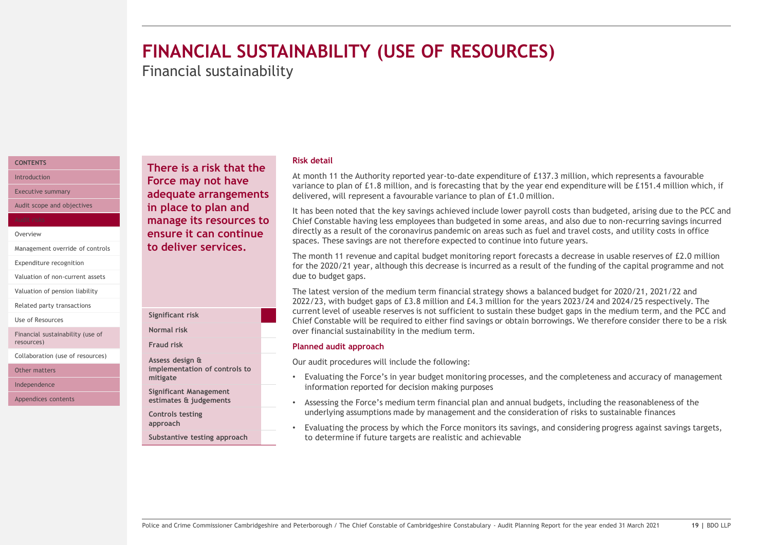# FINANCIAL SUSTAINABILITY (USE OF RESOURCES)

## Financial sustainability

**There is a risk that the Force may not have adequate arrangements in place to plan and manage its resources to ensure it can continue to deliver services.**

| | |
|---|---|
| Significant risk | ■ |
| Normal risk | |
| Fraud risk | |
| Assess design & implementation of controls to mitigate | |
| Significant Management estimates & judgements | |
| Controls testing approach | |
| Substantive testing approach | |

### Risk detail

At month 11 the Authority reported year-to-date expenditure of £137.3 million, which represents a favourable variance to plan of £1.8 million, and is forecasting that by the year end expenditure will be £151.4 million which, if delivered, will represent a favourable variance to plan of £1.0 million.

It has been noted that the key savings achieved include lower payroll costs than budgeted, arising due to the PCC and Chief Constable having less employees than budgeted in some areas, and also due to non-recurring savings incurred directly as a result of the coronavirus pandemic on areas such as fuel and travel costs, and utility costs in office spaces. These savings are not therefore expected to continue into future years.

The month 11 revenue and capital budget monitoring report forecasts a decrease in usable reserves of £2.0 million for the 2020/21 year, although this decrease is incurred as a result of the funding of the capital programme and not due to budget gaps.

The latest version of the medium term financial strategy shows a balanced budget for 2020/21, 2021/22 and 2022/23, with budget gaps of £3.8 million and £4.3 million for the years 2023/24 and 2024/25 respectively. The current level of useable reserves is not sufficient to sustain these budget gaps in the medium term, and the PCC and Chief Constable will be required to either find savings or obtain borrowings. We therefore consider there to be a risk over financial sustainability in the medium term.

### Planned audit approach

Our audit procedures will include the following:

- Evaluating the Force's in year budget monitoring processes, and the completeness and accuracy of management information reported for decision making purposes
- Assessing the Force's medium term financial plan and annual budgets, including the reasonableness of the underlying assumptions made by management and the consideration of risks to sustainable finances
- Evaluating the process by which the Force monitors its savings, and considering progress against savings targets, to determine if future targets are realistic and achievable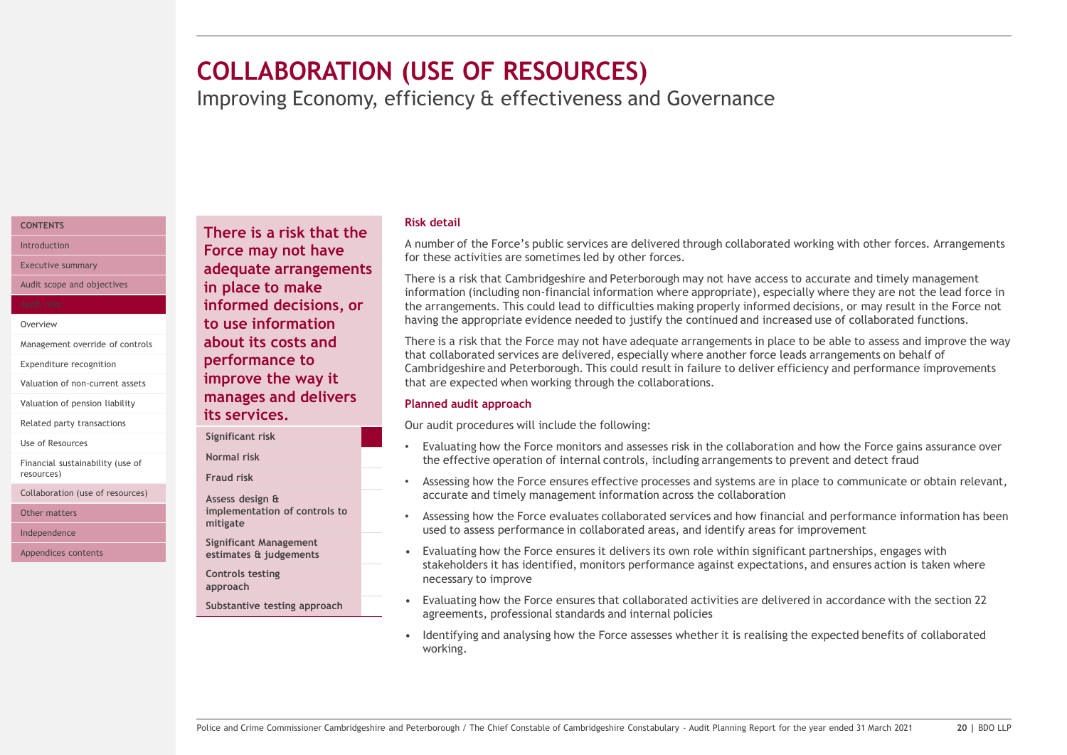# COLLABORATION (USE OF RESOURCES)

## Improving Economy, efficiency & effectiveness and Governance

**There is a risk that the Force may not have adequate arrangements in place to make informed decisions, or to use information about its costs and performance to improve the way it manages and delivers its services.**

| | |
|---|---|
| Significant risk | ■ |
| Normal risk | |
| Fraud risk | |
| Assess design & implementation of controls to mitigate | |
| Significant Management estimates & judgements | |
| Controls testing approach | |
| Substantive testing approach | |

### Risk detail

A number of the Force's public services are delivered through collaborated working with other forces. Arrangements for these activities are sometimes led by other forces.

There is a risk that Cambridgeshire and Peterborough may not have access to accurate and timely management information (including non-financial information where appropriate), especially where they are not the lead force in the arrangements. This could lead to difficulties making properly informed decisions, or may result in the Force not having the appropriate evidence needed to justify the continued and increased use of collaborated functions.

There is a risk that the Force may not have adequate arrangements in place to be able to assess and improve the way that collaborated services are delivered, especially where another force leads arrangements on behalf of Cambridgeshire and Peterborough. This could result in failure to deliver efficiency and performance improvements that are expected when working through the collaborations.

### Planned audit approach

Our audit procedures will include the following:

- Evaluating how the Force monitors and assesses risk in the collaboration and how the Force gains assurance over the effective operation of internal controls, including arrangements to prevent and detect fraud
- Assessing how the Force ensures effective processes and systems are in place to communicate or obtain relevant, accurate and timely management information across the collaboration
- Assessing how the Force evaluates collaborated services and how financial and performance information has been used to assess performance in collaborated areas, and identify areas for improvement
- Evaluating how the Force ensures it delivers its own role within significant partnerships, engages with stakeholders it has identified, monitors performance against expectations, and ensures action is taken where necessary to improve
- Evaluating how the Force ensures that collaborated activities are delivered in accordance with the section 22 agreements, professional standards and internal policies
- Identifying and analysing how the Force assesses whether it is realising the expected benefits of collaborated working.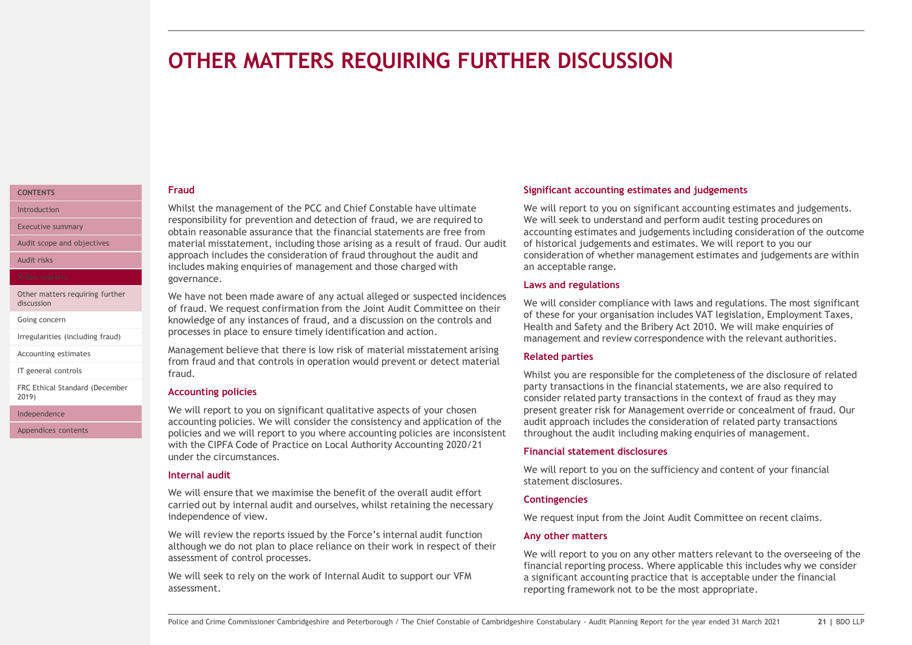# OTHER MATTERS REQUIRING FURTHER DISCUSSION

### Fraud

Whilst the management of the PCC and Chief Constable have ultimate responsibility for prevention and detection of fraud, we are required to obtain reasonable assurance that the financial statements are free from material misstatement, including those arising as a result of fraud. Our audit approach includes the consideration of fraud throughout the audit and includes making enquiries of management and those charged with governance.

We have not been made aware of any actual alleged or suspected incidences of fraud. We request confirmation from the Joint Audit Committee on their knowledge of any instances of fraud, and a discussion on the controls and processes in place to ensure timely identification and action.

Management believe that there is low risk of material misstatement arising from fraud and that controls in operation would prevent or detect material fraud.

### Accounting policies

We will report to you on significant qualitative aspects of your chosen accounting policies. We will consider the consistency and application of the policies and we will report to you where accounting policies are inconsistent with the CIPFA Code of Practice on Local Authority Accounting 2020/21 under the circumstances.

### Internal audit

We will ensure that we maximise the benefit of the overall audit effort carried out by internal audit and ourselves, whilst retaining the necessary independence of view.

We will review the reports issued by the Force's internal audit function although we do not plan to place reliance on their work in respect of their assessment of control processes.

We will seek to rely on the work of Internal Audit to support our VFM assessment.

### Significant accounting estimates and judgements

We will report to you on significant accounting estimates and judgements. We will seek to understand and perform audit testing procedures on accounting estimates and judgements including consideration of the outcome of historical judgements and estimates. We will report to you our consideration of whether management estimates and judgements are within an acceptable range.

### Laws and regulations

We will consider compliance with laws and regulations. The most significant of these for your organisation includes VAT legislation, Employment Taxes, Health and Safety and the Bribery Act 2010. We will make enquiries of management and review correspondence with the relevant authorities.

### Related parties

Whilst you are responsible for the completeness of the disclosure of related party transactions in the financial statements, we are also required to consider related party transactions in the context of fraud as they may present greater risk for Management override or concealment of fraud. Our audit approach includes the consideration of related party transactions throughout the audit including making enquiries of management.

### Financial statement disclosures

We will report to you on the sufficiency and content of your financial statement disclosures.

### Contingencies

We request input from the Joint Audit Committee on recent claims.

### Any other matters

We will report to you on any other matters relevant to the overseeing of the financial reporting process. Where applicable this includes why we consider a significant accounting practice that is acceptable under the financial reporting framework not to be the most appropriate.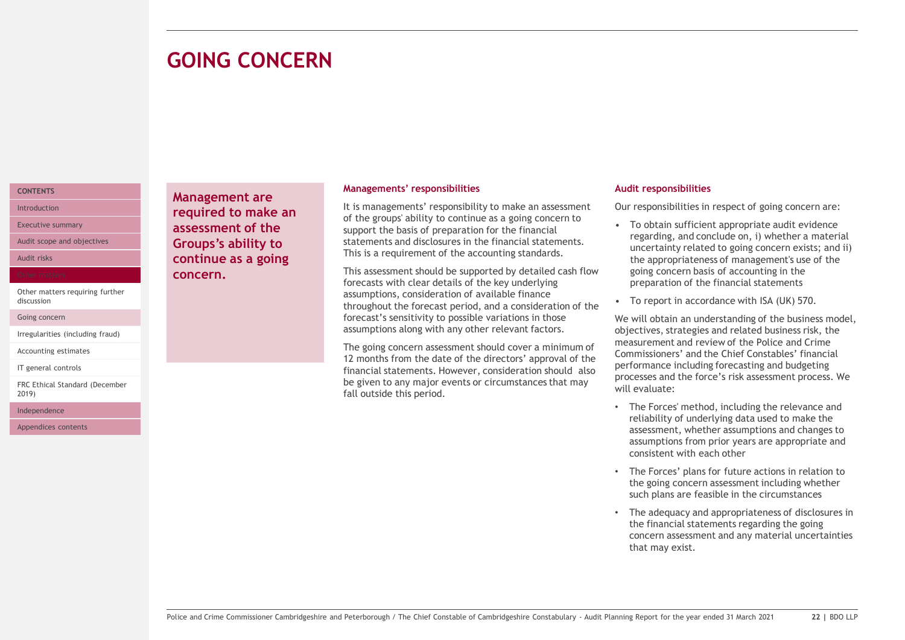# GOING CONCERN

**Management are required to make an assessment of the Groups's ability to continue as a going concern.**

### Managements' responsibilities

It is managements' responsibility to make an assessment of the groups' ability to continue as a going concern to support the basis of preparation for the financial statements and disclosures in the financial statements. This is a requirement of the accounting standards.

This assessment should be supported by detailed cash flow forecasts with clear details of the key underlying assumptions, consideration of available finance throughout the forecast period, and a consideration of the forecast's sensitivity to possible variations in those assumptions along with any other relevant factors.

The going concern assessment should cover a minimum of 12 months from the date of the directors' approval of the financial statements. However, consideration should also be given to any major events or circumstances that may fall outside this period.

### Audit responsibilities

Our responsibilities in respect of going concern are:

- To obtain sufficient appropriate audit evidence regarding, and conclude on, i) whether a material uncertainty related to going concern exists; and ii) the appropriateness of management's use of the going concern basis of accounting in the preparation of the financial statements
- To report in accordance with ISA (UK) 570.

We will obtain an understanding of the business model, objectives, strategies and related business risk, the measurement and review of the Police and Crime Commissioners' and the Chief Constables' financial performance including forecasting and budgeting processes and the force's risk assessment process. We will evaluate:

- The Forces' method, including the relevance and reliability of underlying data used to make the assessment, whether assumptions and changes to assumptions from prior years are appropriate and consistent with each other
- The Forces' plans for future actions in relation to the going concern assessment including whether such plans are feasible in the circumstances
- The adequacy and appropriateness of disclosures in the financial statements regarding the going concern assessment and any material uncertainties that may exist.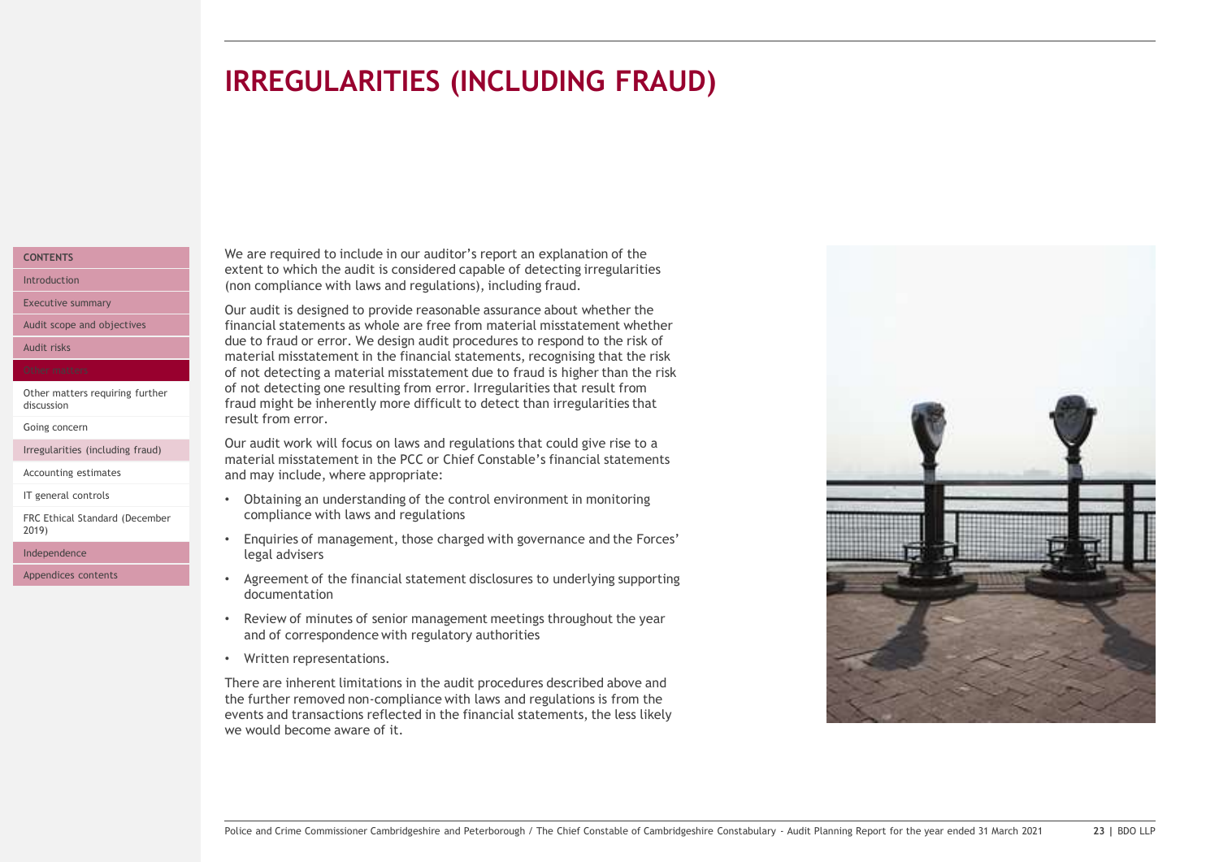# IRREGULARITIES (INCLUDING FRAUD)

We are required to include in our auditor's report an explanation of the extent to which the audit is considered capable of detecting irregularities (non compliance with laws and regulations), including fraud.

Our audit is designed to provide reasonable assurance about whether the financial statements as whole are free from material misstatement whether due to fraud or error. We design audit procedures to respond to the risk of material misstatement in the financial statements, recognising that the risk of not detecting a material misstatement due to fraud is higher than the risk of not detecting one resulting from error. Irregularities that result from fraud might be inherently more difficult to detect than irregularities that result from error.

Our audit work will focus on laws and regulations that could give rise to a material misstatement in the PCC or Chief Constable's financial statements and may include, where appropriate:

- Obtaining an understanding of the control environment in monitoring compliance with laws and regulations
- Enquiries of management, those charged with governance and the Forces' legal advisers
- Agreement of the financial statement disclosures to underlying supporting documentation
- Review of minutes of senior management meetings throughout the year and of correspondence with regulatory authorities
- Written representations.

There are inherent limitations in the audit procedures described above and the further removed non-compliance with laws and regulations is from the events and transactions reflected in the financial statements, the less likely we would become aware of it.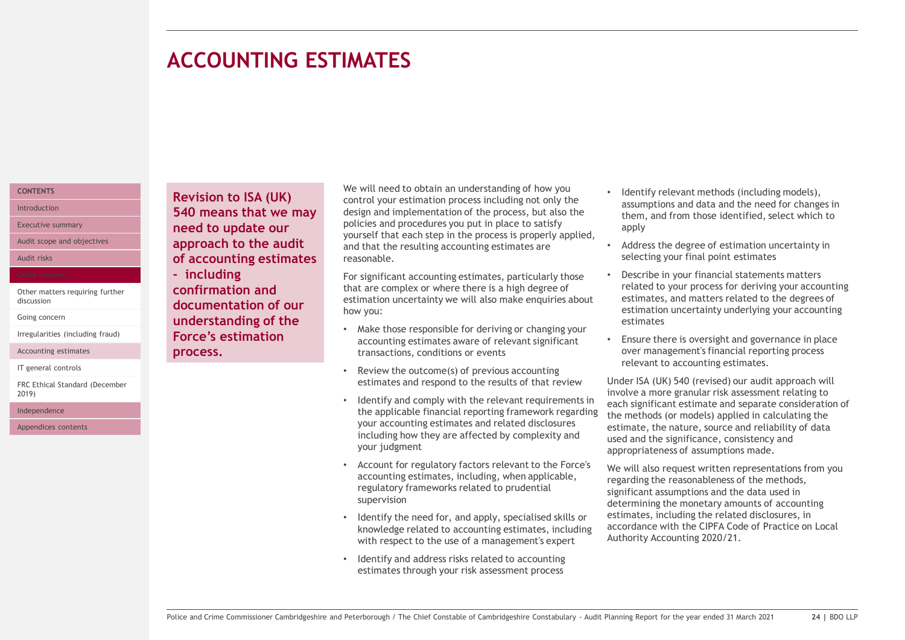# ACCOUNTING ESTIMATES

**Revision to ISA (UK) 540 means that we may need to update our approach to the audit of accounting estimates - including confirmation and documentation of our understanding of the Force's estimation process.**

We will need to obtain an understanding of how you control your estimation process including not only the design and implementation of the process, but also the policies and procedures you put in place to satisfy yourself that each step in the process is properly applied, and that the resulting accounting estimates are reasonable.

For significant accounting estimates, particularly those that are complex or where there is a high degree of estimation uncertainty we will also make enquiries about how you:

- Make those responsible for deriving or changing your accounting estimates aware of relevant significant transactions, conditions or events
- Review the outcome(s) of previous accounting estimates and respond to the results of that review
- Identify and comply with the relevant requirements in the applicable financial reporting framework regarding your accounting estimates and related disclosures including how they are affected by complexity and your judgment
- Account for regulatory factors relevant to the Force's accounting estimates, including, when applicable, regulatory frameworks related to prudential supervision
- Identify the need for, and apply, specialised skills or knowledge related to accounting estimates, including with respect to the use of a management's expert
- Identify and address risks related to accounting estimates through your risk assessment process
- Identify relevant methods (including models), assumptions and data and the need for changes in them, and from those identified, select which to apply
- Address the degree of estimation uncertainty in selecting your final point estimates
- Describe in your financial statements matters related to your process for deriving your accounting estimates, and matters related to the degrees of estimation uncertainty underlying your accounting estimates
- Ensure there is oversight and governance in place over management's financial reporting process relevant to accounting estimates.

Under ISA (UK) 540 (revised) our audit approach will involve a more granular risk assessment relating to each significant estimate and separate consideration of the methods (or models) applied in calculating the estimate, the nature, source and reliability of data used and the significance, consistency and appropriateness of assumptions made.

We will also request written representations from you regarding the reasonableness of the methods, significant assumptions and the data used in determining the monetary amounts of accounting estimates, including the related disclosures, in accordance with the CIPFA Code of Practice on Local Authority Accounting 2020/21.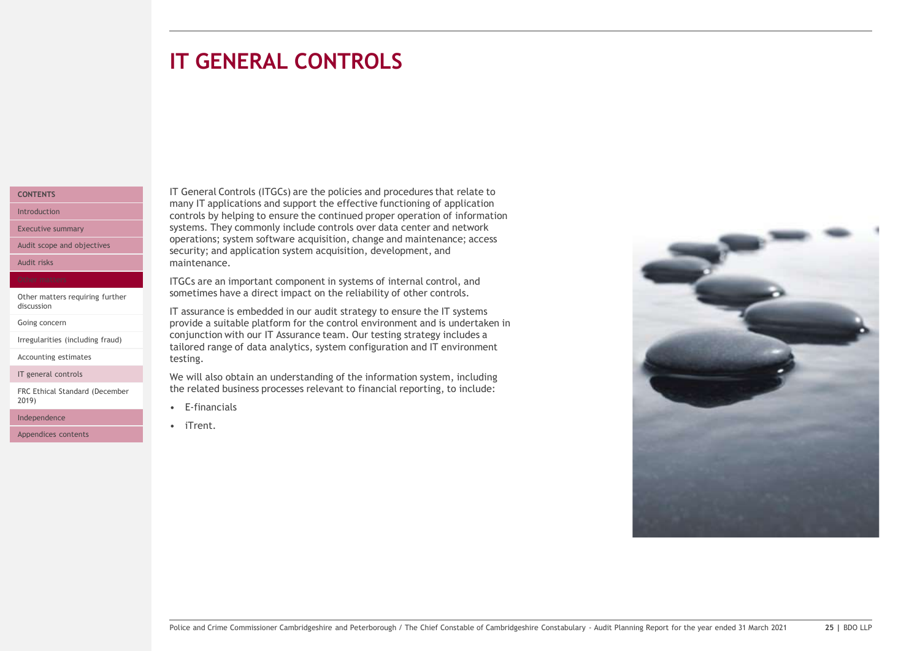# IT GENERAL CONTROLS

IT General Controls (ITGCs) are the policies and procedures that relate to many IT applications and support the effective functioning of application controls by helping to ensure the continued proper operation of information systems. They commonly include controls over data center and network operations; system software acquisition, change and maintenance; access security; and application system acquisition, development, and maintenance.

ITGCs are an important component in systems of internal control, and sometimes have a direct impact on the reliability of other controls.

IT assurance is embedded in our audit strategy to ensure the IT systems provide a suitable platform for the control environment and is undertaken in conjunction with our IT Assurance team. Our testing strategy includes a tailored range of data analytics, system configuration and IT environment testing.

We will also obtain an understanding of the information system, including the related business processes relevant to financial reporting, to include:

- E-financials
- iTrent.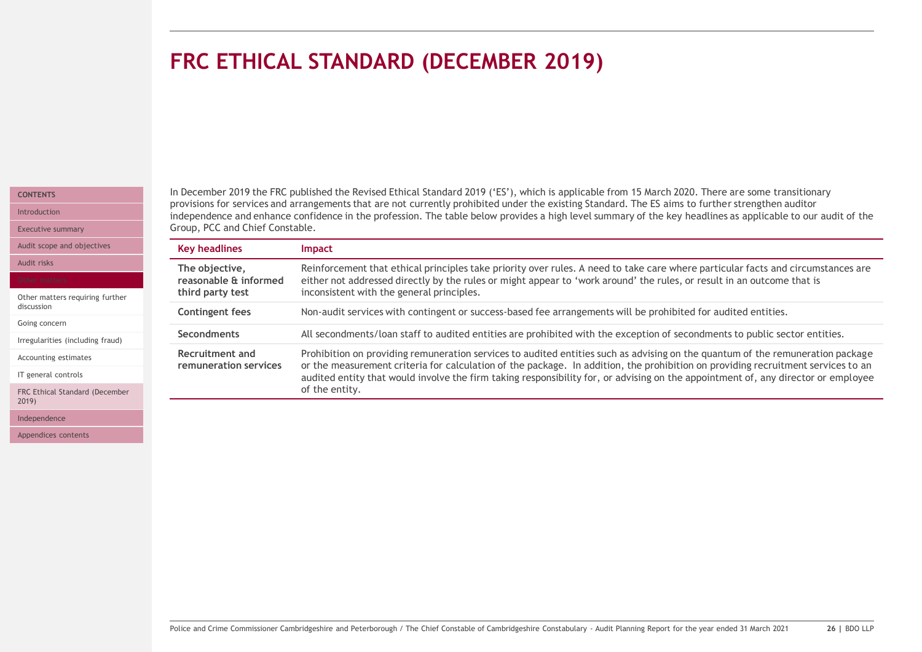# FRC ETHICAL STANDARD (DECEMBER 2019)

In December 2019 the FRC published the Revised Ethical Standard 2019 ('ES'), which is applicable from 15 March 2020. There are some transitionary provisions for services and arrangements that are not currently prohibited under the existing Standard. The ES aims to further strengthen auditor independence and enhance confidence in the profession. The table below provides a high level summary of the key headlines as applicable to our audit of the Group, PCC and Chief Constable.

| Key headlines | Impact |
| --- | --- |
| **The objective, reasonable & informed third party test** | Reinforcement that ethical principles take priority over rules. A need to take care where particular facts and circumstances are either not addressed directly by the rules or might appear to 'work around' the rules, or result in an outcome that is inconsistent with the general principles. |
| **Contingent fees** | Non-audit services with contingent or success-based fee arrangements will be prohibited for audited entities. |
| **Secondments** | All secondments/loan staff to audited entities are prohibited with the exception of secondments to public sector entities. |
| **Recruitment and remuneration services** | Prohibition on providing remuneration services to audited entities such as advising on the quantum of the remuneration package or the measurement criteria for calculation of the package. In addition, the prohibition on providing recruitment services to an audited entity that would involve the firm taking responsibility for, or advising on the appointment of, any director or employee of the entity. |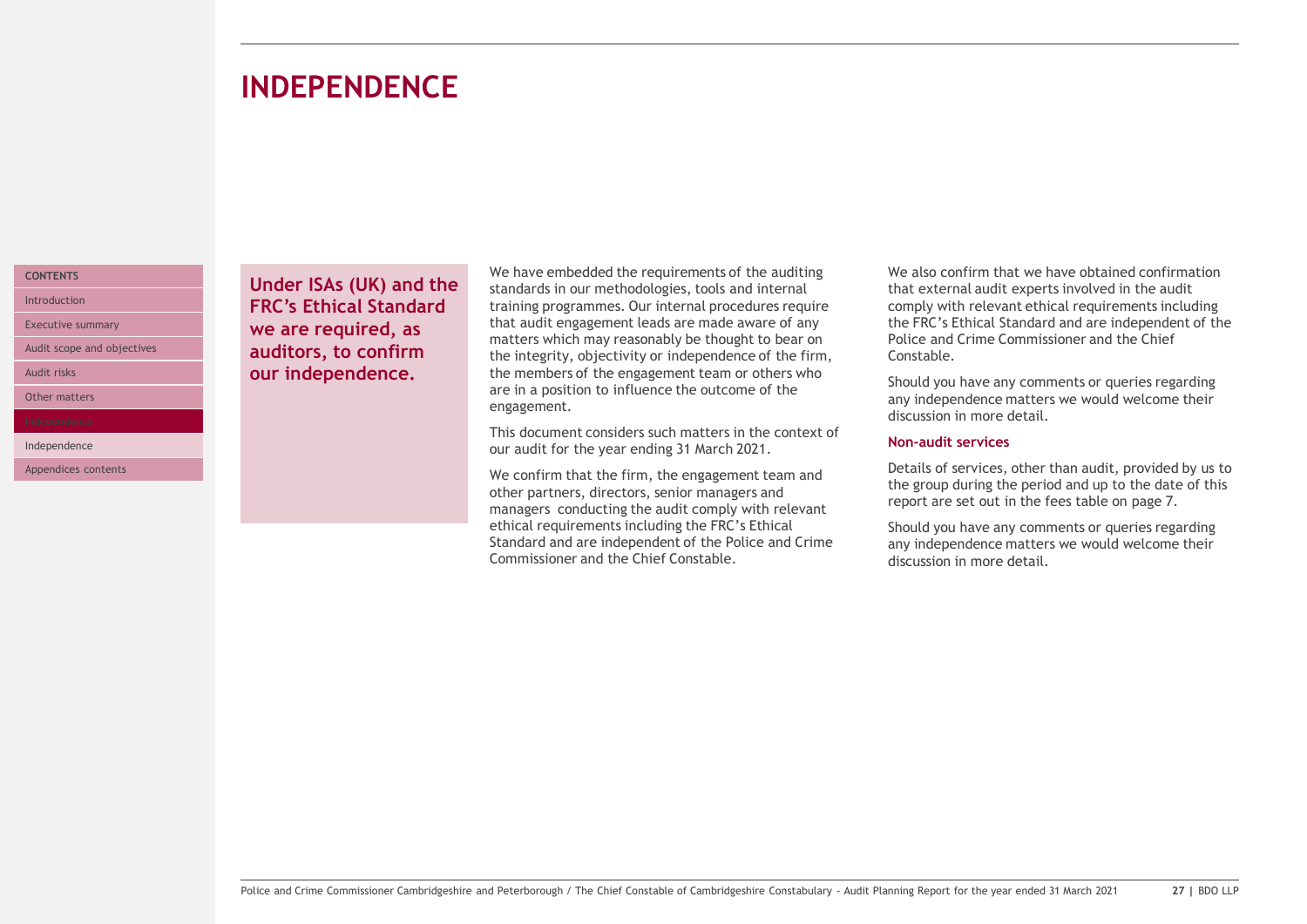# INDEPENDENCE

**Under ISAs (UK) and the FRC's Ethical Standard we are required, as auditors, to confirm our independence.**

We have embedded the requirements of the auditing standards in our methodologies, tools and internal training programmes. Our internal procedures require that audit engagement leads are made aware of any matters which may reasonably be thought to bear on the integrity, objectivity or independence of the firm, the members of the engagement team or others who are in a position to influence the outcome of the engagement.

This document considers such matters in the context of our audit for the year ending 31 March 2021.

We confirm that the firm, the engagement team and other partners, directors, senior managers and managers conducting the audit comply with relevant ethical requirements including the FRC's Ethical Standard and are independent of the Police and Crime Commissioner and the Chief Constable.

We also confirm that we have obtained confirmation that external audit experts involved in the audit comply with relevant ethical requirements including the FRC's Ethical Standard and are independent of the Police and Crime Commissioner and the Chief Constable.

Should you have any comments or queries regarding any independence matters we would welcome their discussion in more detail.

### Non-audit services

Details of services, other than audit, provided by us to the group during the period and up to the date of this report are set out in the fees table on page 7.

Should you have any comments or queries regarding any independence matters we would welcome their discussion in more detail.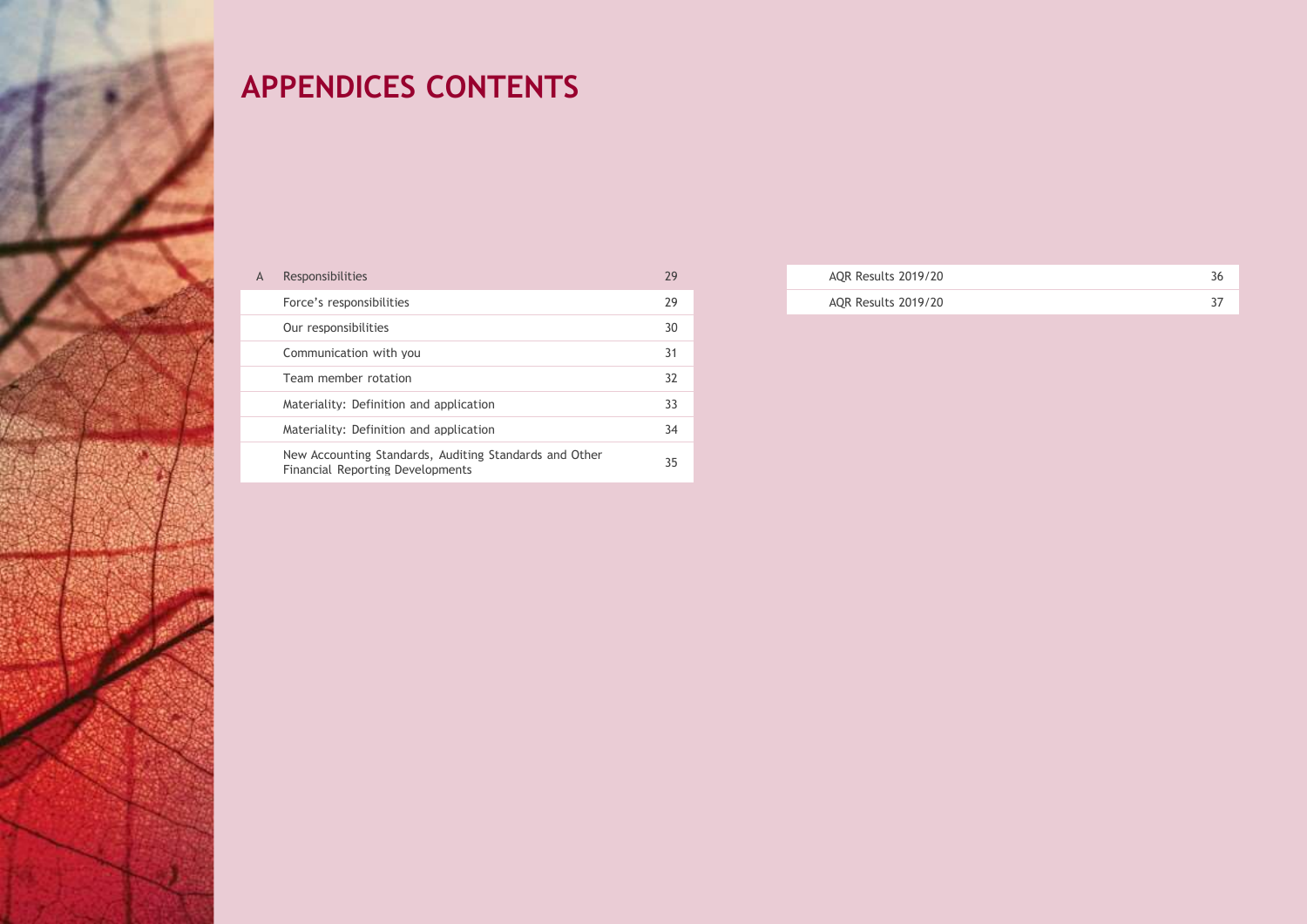# APPENDICES CONTENTS

| | | |
|---|---|---|
| A | Responsibilities | 29 |
| | Force's responsibilities | 29 |
| | Our responsibilities | 30 |
| | Communication with you | 31 |
| | Team member rotation | 32 |
| | Materiality: Definition and application | 33 |
| | Materiality: Definition and application | 34 |
| | New Accounting Standards, Auditing Standards and Other Financial Reporting Developments | 35 |

| | |
|---|---|
| AQR Results 2019/20 | 36 |
| AQR Results 2019/20 | 37 |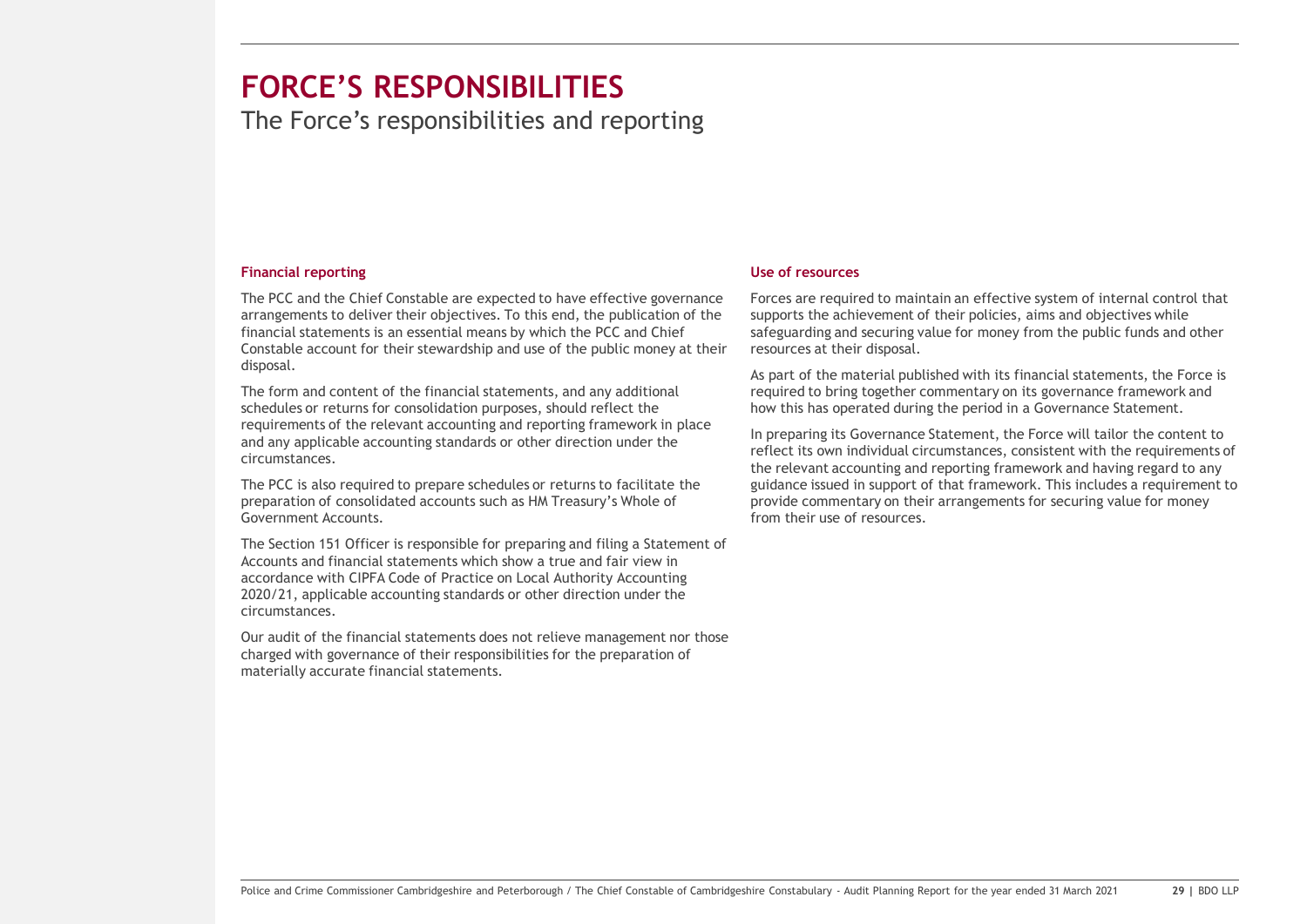# FORCE'S RESPONSIBILITIES

The Force's responsibilities and reporting

### Financial reporting

The PCC and the Chief Constable are expected to have effective governance arrangements to deliver their objectives. To this end, the publication of the financial statements is an essential means by which the PCC and Chief Constable account for their stewardship and use of the public money at their disposal.

The form and content of the financial statements, and any additional schedules or returns for consolidation purposes, should reflect the requirements of the relevant accounting and reporting framework in place and any applicable accounting standards or other direction under the circumstances.

The PCC is also required to prepare schedules or returns to facilitate the preparation of consolidated accounts such as HM Treasury's Whole of Government Accounts.

The Section 151 Officer is responsible for preparing and filing a Statement of Accounts and financial statements which show a true and fair view in accordance with CIPFA Code of Practice on Local Authority Accounting 2020/21, applicable accounting standards or other direction under the circumstances.

Our audit of the financial statements does not relieve management nor those charged with governance of their responsibilities for the preparation of materially accurate financial statements.

### Use of resources

Forces are required to maintain an effective system of internal control that supports the achievement of their policies, aims and objectives while safeguarding and securing value for money from the public funds and other resources at their disposal.

As part of the material published with its financial statements, the Force is required to bring together commentary on its governance framework and how this has operated during the period in a Governance Statement.

In preparing its Governance Statement, the Force will tailor the content to reflect its own individual circumstances, consistent with the requirements of the relevant accounting and reporting framework and having regard to any guidance issued in support of that framework. This includes a requirement to provide commentary on their arrangements for securing value for money from their use of resources.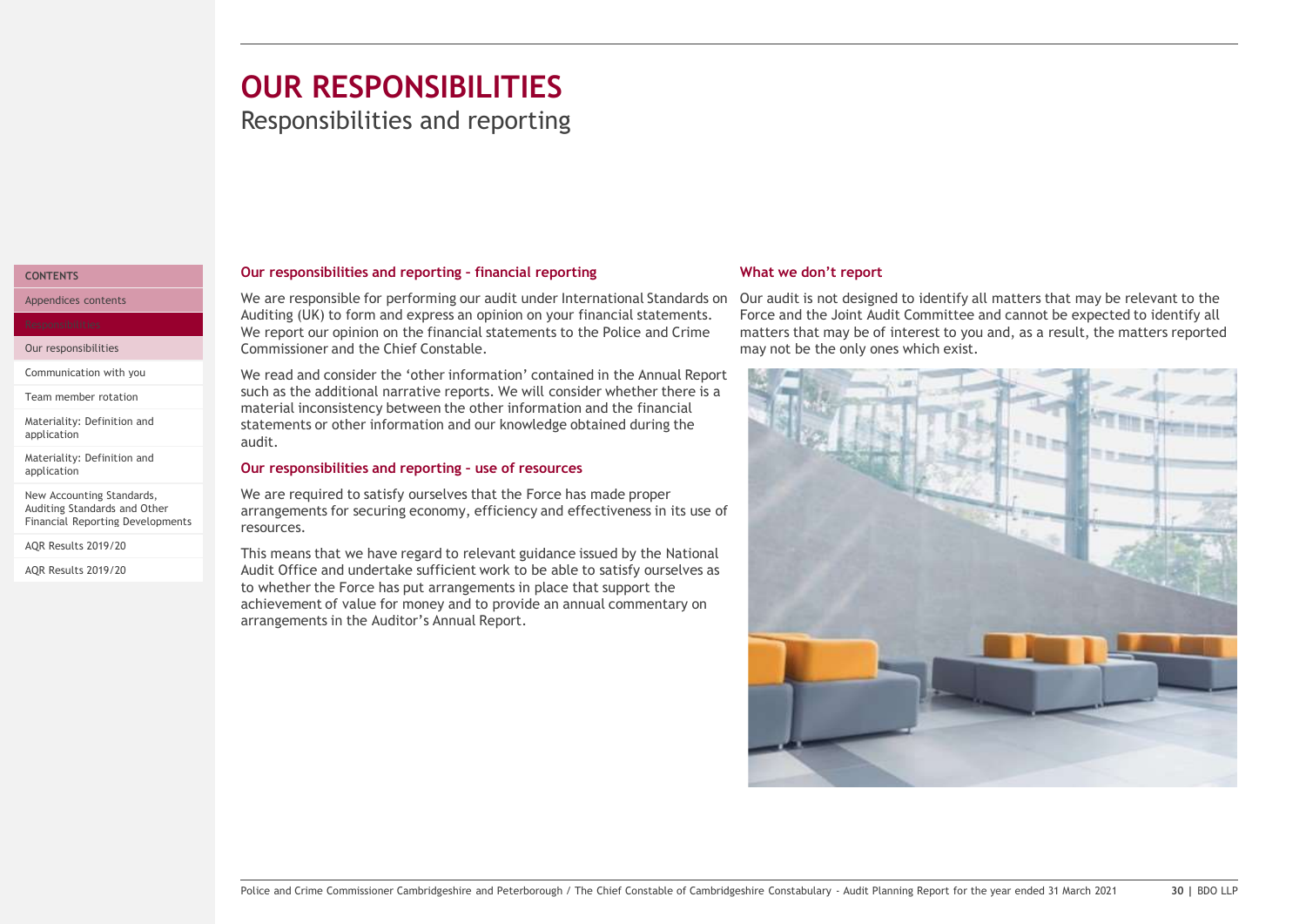# OUR RESPONSIBILITIES

## Responsibilities and reporting

### Our responsibilities and reporting – financial reporting

We are responsible for performing our audit under International Standards on Auditing (UK) to form and express an opinion on your financial statements. We report our opinion on the financial statements to the Police and Crime Commissioner and the Chief Constable.

We read and consider the 'other information' contained in the Annual Report such as the additional narrative reports. We will consider whether there is a material inconsistency between the other information and the financial statements or other information and our knowledge obtained during the audit.

### Our responsibilities and reporting – use of resources

We are required to satisfy ourselves that the Force has made proper arrangements for securing economy, efficiency and effectiveness in its use of resources.

This means that we have regard to relevant guidance issued by the National Audit Office and undertake sufficient work to be able to satisfy ourselves as to whether the Force has put arrangements in place that support the achievement of value for money and to provide an annual commentary on arrangements in the Auditor's Annual Report.

### What we don't report

Our audit is not designed to identify all matters that may be relevant to the Force and the Joint Audit Committee and cannot be expected to identify all matters that may be of interest to you and, as a result, the matters reported may not be the only ones which exist.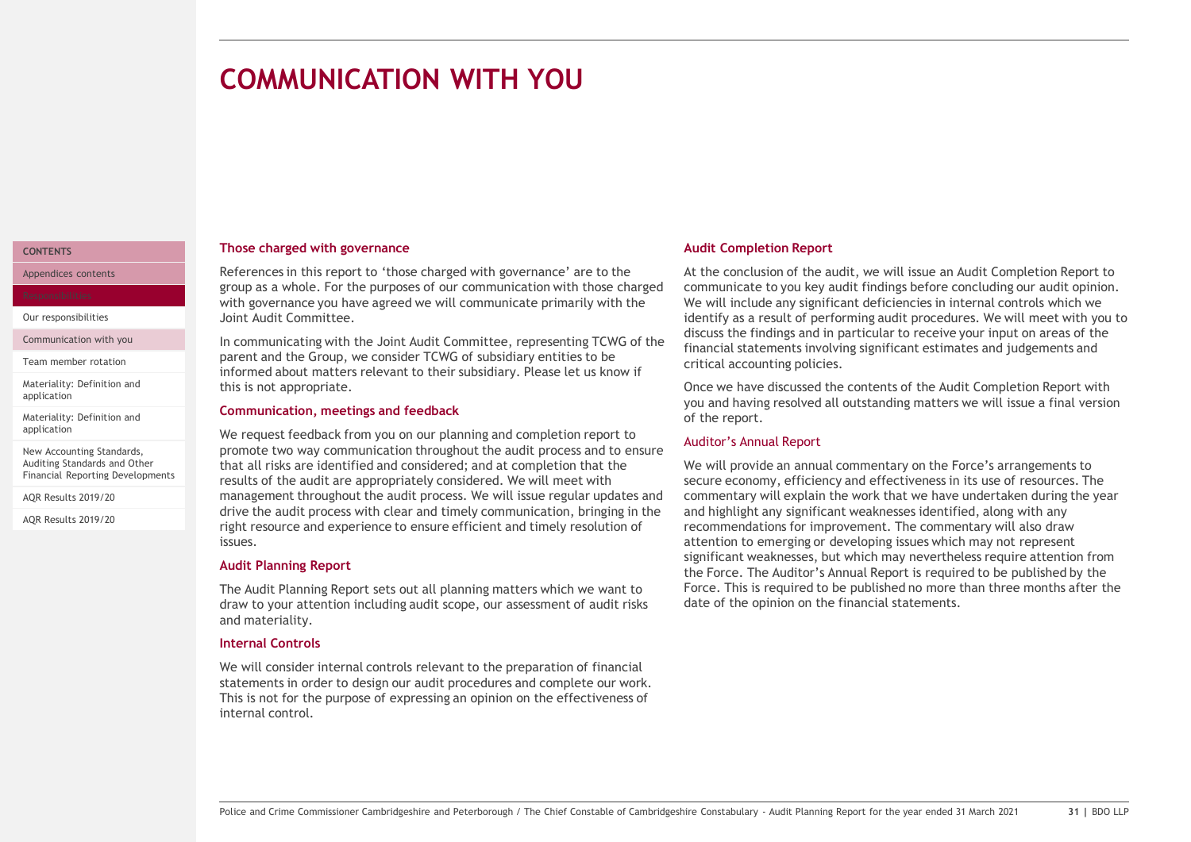# COMMUNICATION WITH YOU

### Those charged with governance

References in this report to 'those charged with governance' are to the group as a whole. For the purposes of our communication with those charged with governance you have agreed we will communicate primarily with the Joint Audit Committee.

In communicating with the Joint Audit Committee, representing TCWG of the parent and the Group, we consider TCWG of subsidiary entities to be informed about matters relevant to their subsidiary. Please let us know if this is not appropriate.

### Communication, meetings and feedback

We request feedback from you on our planning and completion report to promote two way communication throughout the audit process and to ensure that all risks are identified and considered; and at completion that the results of the audit are appropriately considered. We will meet with management throughout the audit process. We will issue regular updates and drive the audit process with clear and timely communication, bringing in the right resource and experience to ensure efficient and timely resolution of issues.

### Audit Planning Report

The Audit Planning Report sets out all planning matters which we want to draw to your attention including audit scope, our assessment of audit risks and materiality.

### Internal Controls

We will consider internal controls relevant to the preparation of financial statements in order to design our audit procedures and complete our work. This is not for the purpose of expressing an opinion on the effectiveness of internal control.

### Audit Completion Report

At the conclusion of the audit, we will issue an Audit Completion Report to communicate to you key audit findings before concluding our audit opinion. We will include any significant deficiencies in internal controls which we identify as a result of performing audit procedures. We will meet with you to discuss the findings and in particular to receive your input on areas of the financial statements involving significant estimates and judgements and critical accounting policies.

Once we have discussed the contents of the Audit Completion Report with you and having resolved all outstanding matters we will issue a final version of the report.

### Auditor's Annual Report

We will provide an annual commentary on the Force's arrangements to secure economy, efficiency and effectiveness in its use of resources. The commentary will explain the work that we have undertaken during the year and highlight any significant weaknesses identified, along with any recommendations for improvement. The commentary will also draw attention to emerging or developing issues which may not represent significant weaknesses, but which may nevertheless require attention from the Force. The Auditor's Annual Report is required to be published by the Force. This is required to be published no more than three months after the date of the opinion on the financial statements.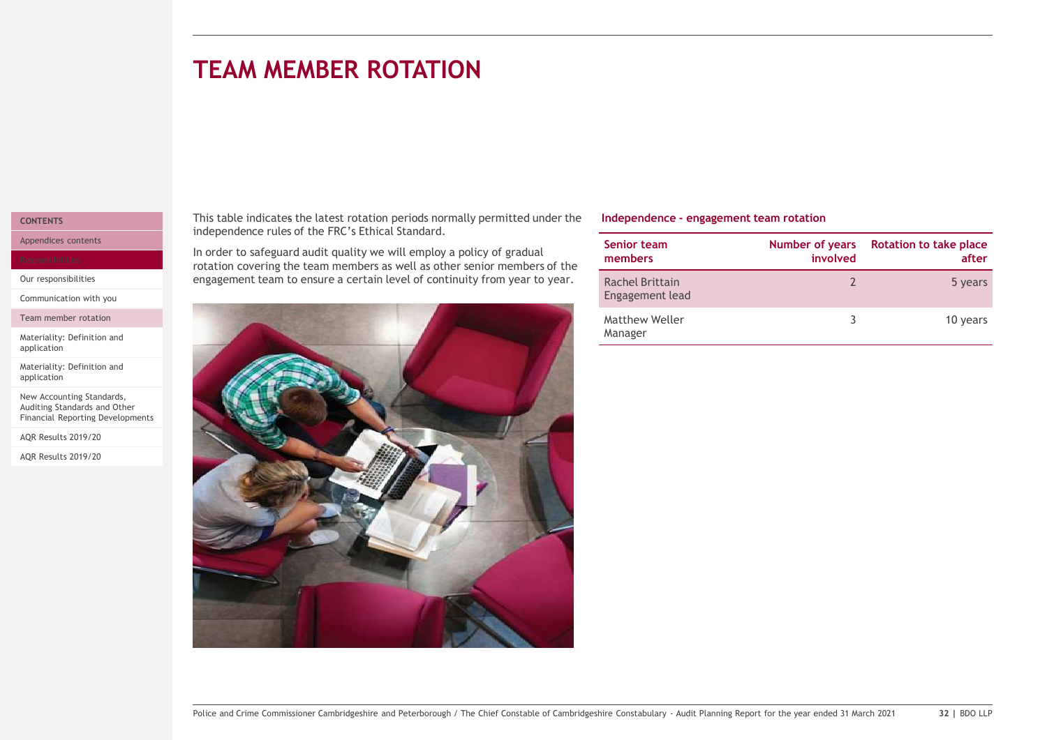# TEAM MEMBER ROTATION

This table indicates the latest rotation periods normally permitted under the independence rules of the FRC's Ethical Standard.

In order to safeguard audit quality we will employ a policy of gradual rotation covering the team members as well as other senior members of the engagement team to ensure a certain level of continuity from year to year.

**Independence - engagement team rotation**

| Senior team members | Number of years involved | Rotation to take place after |
|---|---|---|
| Rachel Brittain<br>Engagement lead | 2 | 5 years |
| Matthew Weller<br>Manager | 3 | 10 years |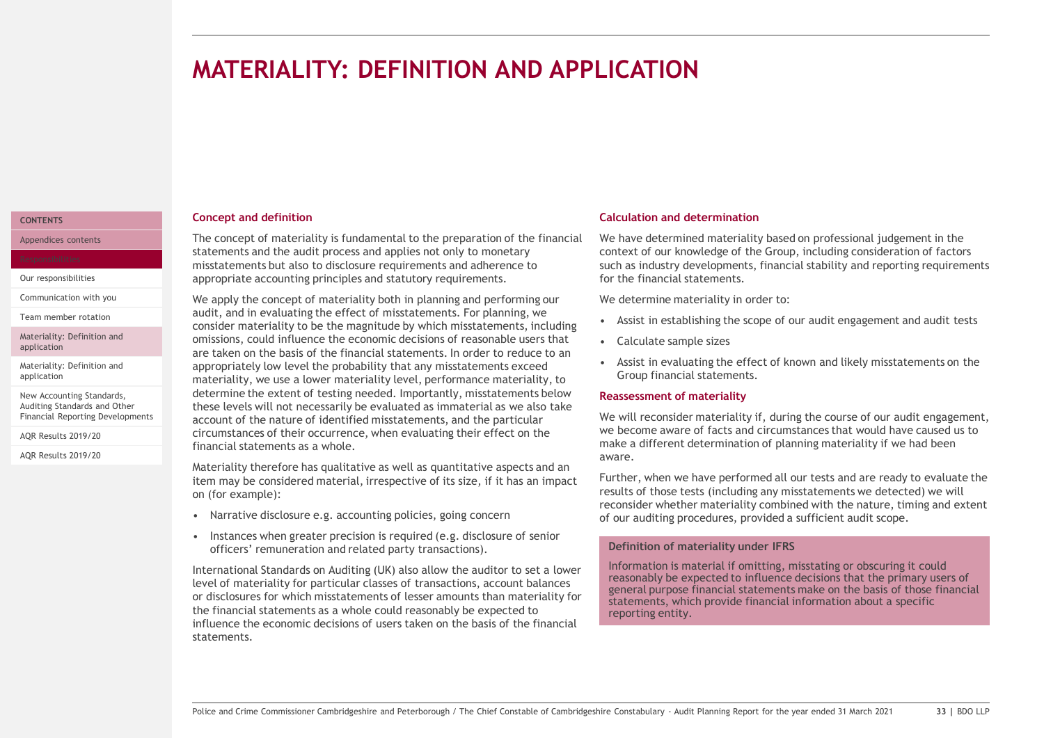# MATERIALITY: DEFINITION AND APPLICATION

## Concept and definition

The concept of materiality is fundamental to the preparation of the financial statements and the audit process and applies not only to monetary misstatements but also to disclosure requirements and adherence to appropriate accounting principles and statutory requirements.

We apply the concept of materiality both in planning and performing our audit, and in evaluating the effect of misstatements. For planning, we consider materiality to be the magnitude by which misstatements, including omissions, could influence the economic decisions of reasonable users that are taken on the basis of the financial statements. In order to reduce to an appropriately low level the probability that any misstatements exceed materiality, we use a lower materiality level, performance materiality, to determine the extent of testing needed. Importantly, misstatements below these levels will not necessarily be evaluated as immaterial as we also take account of the nature of identified misstatements, and the particular circumstances of their occurrence, when evaluating their effect on the financial statements as a whole.

Materiality therefore has qualitative as well as quantitative aspects and an item may be considered material, irrespective of its size, if it has an impact on (for example):

- Narrative disclosure e.g. accounting policies, going concern
- Instances when greater precision is required (e.g. disclosure of senior officers' remuneration and related party transactions).

International Standards on Auditing (UK) also allow the auditor to set a lower level of materiality for particular classes of transactions, account balances or disclosures for which misstatements of lesser amounts than materiality for the financial statements as a whole could reasonably be expected to influence the economic decisions of users taken on the basis of the financial statements.

## Calculation and determination

We have determined materiality based on professional judgement in the context of our knowledge of the Group, including consideration of factors such as industry developments, financial stability and reporting requirements for the financial statements.

We determine materiality in order to:

- Assist in establishing the scope of our audit engagement and audit tests
- Calculate sample sizes
- Assist in evaluating the effect of known and likely misstatements on the Group financial statements.

## Reassessment of materiality

We will reconsider materiality if, during the course of our audit engagement, we become aware of facts and circumstances that would have caused us to make a different determination of planning materiality if we had been aware.

Further, when we have performed all our tests and are ready to evaluate the results of those tests (including any misstatements we detected) we will reconsider whether materiality combined with the nature, timing and extent of our auditing procedures, provided a sufficient audit scope.

### Definition of materiality under IFRS

Information is material if omitting, misstating or obscuring it could reasonably be expected to influence decisions that the primary users of general purpose financial statements make on the basis of those financial statements, which provide financial information about a specific reporting entity.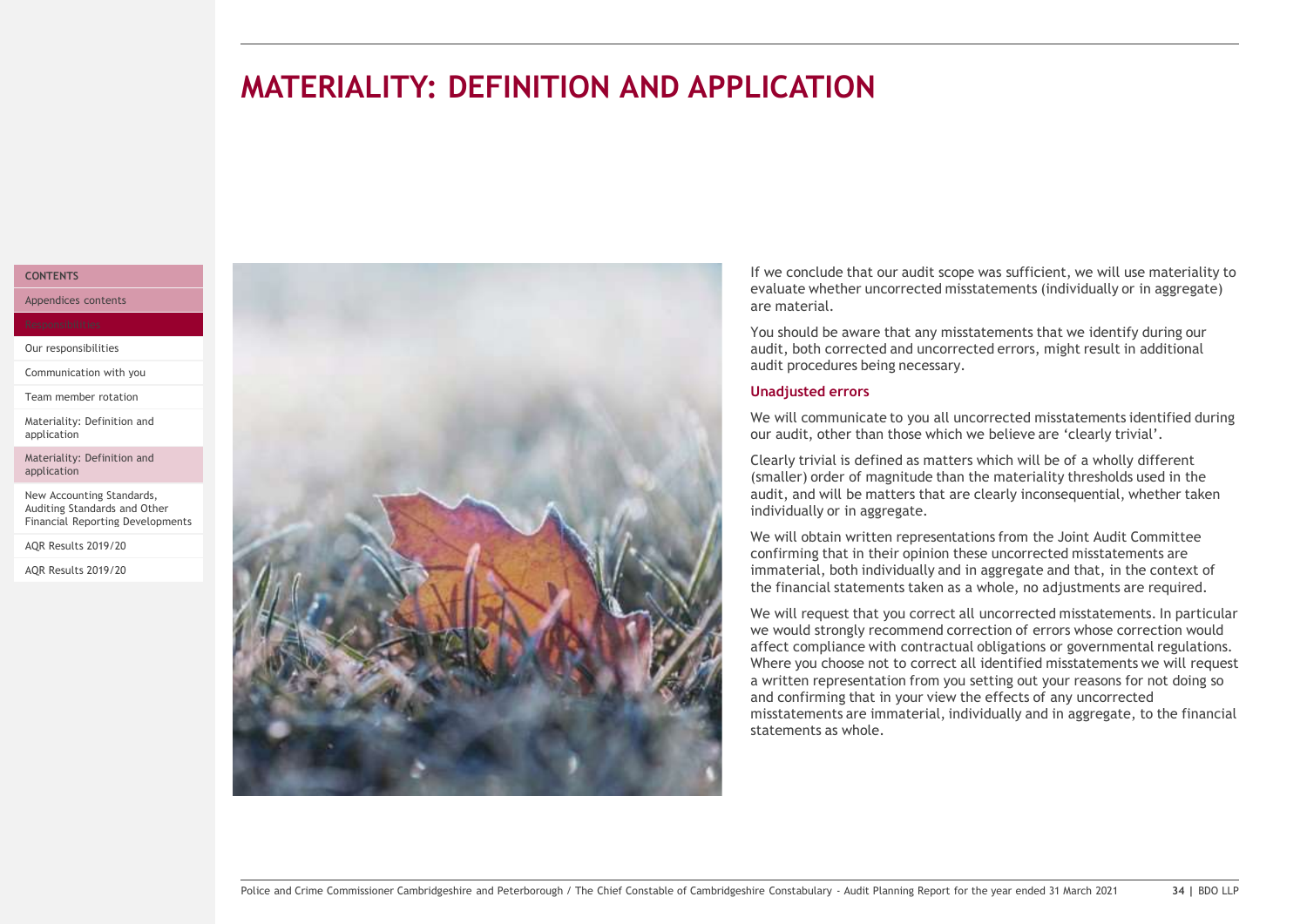# MATERIALITY: DEFINITION AND APPLICATION

If we conclude that our audit scope was sufficient, we will use materiality to evaluate whether uncorrected misstatements (individually or in aggregate) are material.

You should be aware that any misstatements that we identify during our audit, both corrected and uncorrected errors, might result in additional audit procedures being necessary.

### Unadjusted errors

We will communicate to you all uncorrected misstatements identified during our audit, other than those which we believe are 'clearly trivial'.

Clearly trivial is defined as matters which will be of a wholly different (smaller) order of magnitude than the materiality thresholds used in the audit, and will be matters that are clearly inconsequential, whether taken individually or in aggregate.

We will obtain written representations from the Joint Audit Committee confirming that in their opinion these uncorrected misstatements are immaterial, both individually and in aggregate and that, in the context of the financial statements taken as a whole, no adjustments are required.

We will request that you correct all uncorrected misstatements. In particular we would strongly recommend correction of errors whose correction would affect compliance with contractual obligations or governmental regulations. Where you choose not to correct all identified misstatements we will request a written representation from you setting out your reasons for not doing so and confirming that in your view the effects of any uncorrected misstatements are immaterial, individually and in aggregate, to the financial statements as whole.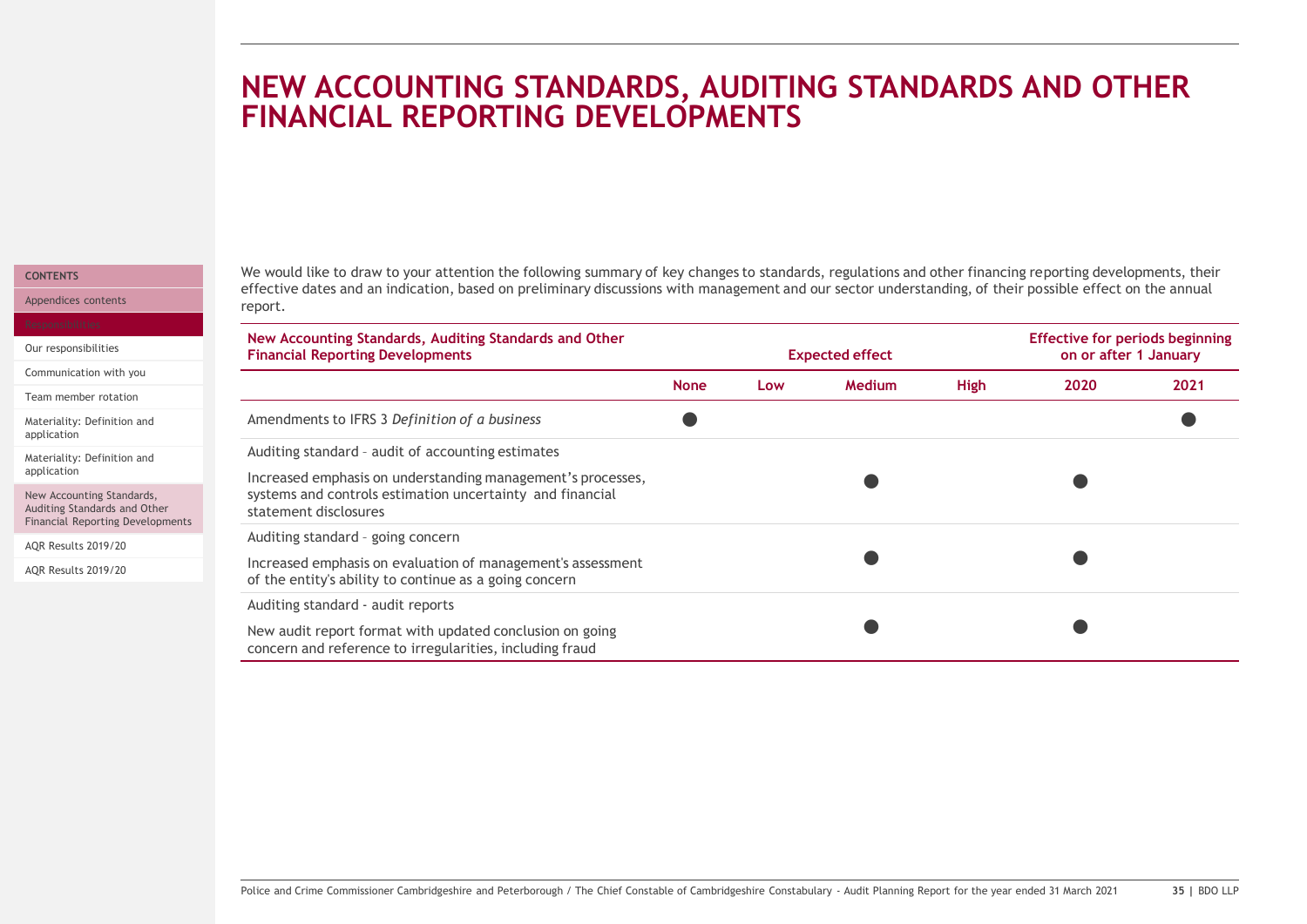# NEW ACCOUNTING STANDARDS, AUDITING STANDARDS AND OTHER FINANCIAL REPORTING DEVELOPMENTS

We would like to draw to your attention the following summary of key changes to standards, regulations and other financing reporting developments, their effective dates and an indication, based on preliminary discussions with management and our sector understanding, of their possible effect on the annual report.

| New Accounting Standards, Auditing Standards and Other Financial Reporting Developments | Expected effect | | | | Effective for periods beginning on or after 1 January | |
|---|---|---|---|---|---|---|
| | None | Low | Medium | High | 2020 | 2021 |
| Amendments to IFRS 3 *Definition of a business* | ● | | | | | ● |
| Auditing standard – audit of accounting estimates<br>Increased emphasis on understanding management's processes, systems and controls estimation uncertainty and financial statement disclosures | | | ● | | ● | |
| Auditing standard – going concern<br>Increased emphasis on evaluation of management's assessment of the entity's ability to continue as a going concern | | | ● | | ● | |
| Auditing standard - audit reports<br>New audit report format with updated conclusion on going concern and reference to irregularities, including fraud | | | ● | | ● | |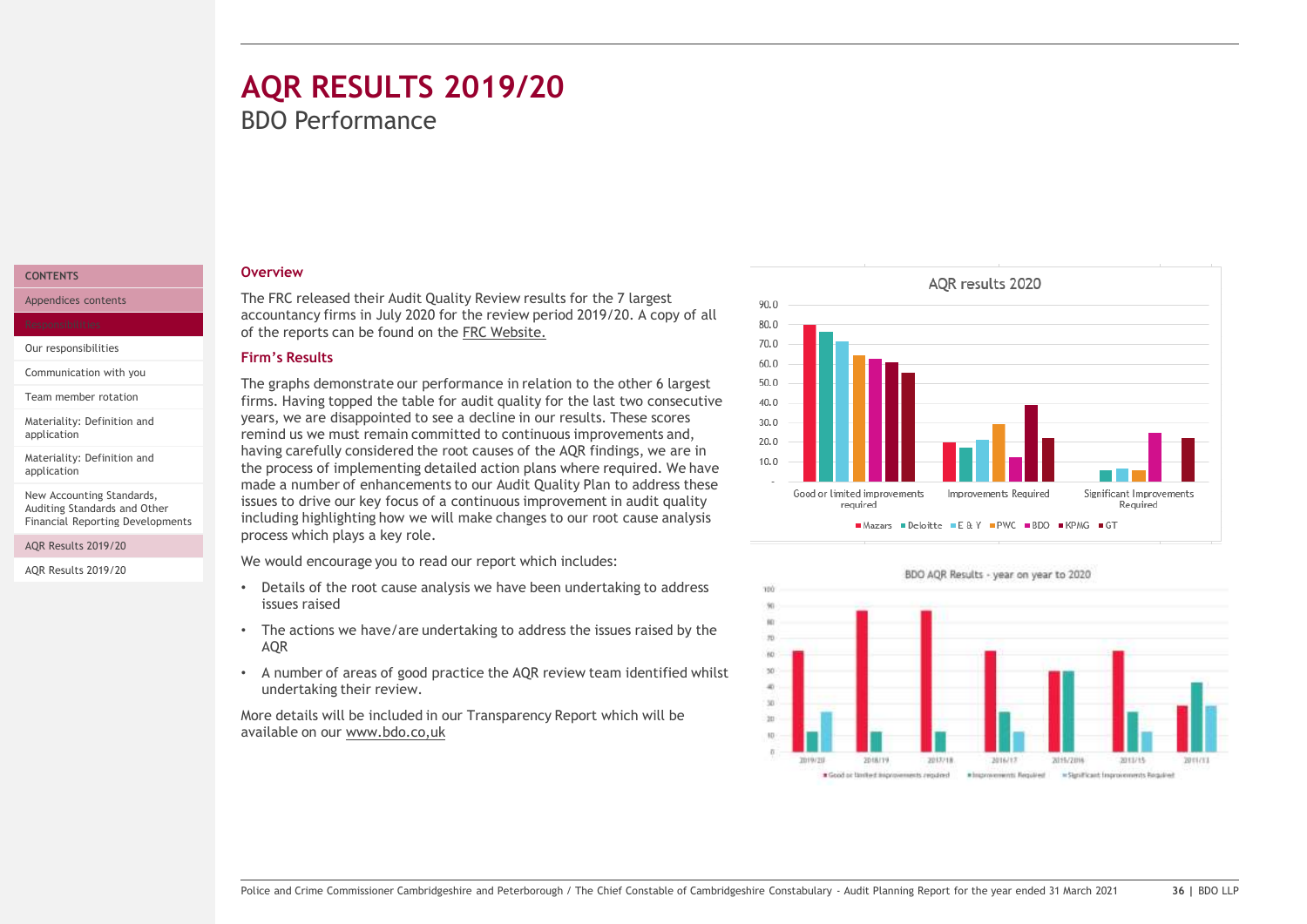# AQR RESULTS 2019/20

## BDO Performance

### Overview

The FRC released their Audit Quality Review results for the 7 largest accountancy firms in July 2020 for the review period 2019/20. A copy of all of the reports can be found on the FRC Website.

### Firm's Results

The graphs demonstrate our performance in relation to the other 6 largest firms. Having topped the table for audit quality for the last two consecutive years, we are disappointed to see a decline in our results. These scores remind us we must remain committed to continuous improvements and, having carefully considered the root causes of the AQR findings, we are in the process of implementing detailed action plans where required. We have made a number of enhancements to our Audit Quality Plan to address these issues to drive our key focus of a continuous improvement in audit quality including highlighting how we will make changes to our root cause analysis process which plays a key role.

We would encourage you to read our report which includes:

- Details of the root cause analysis we have been undertaking to address issues raised
- The actions we have/are undertaking to address the issues raised by the AQR
- A number of areas of good practice the AQR review team identified whilst undertaking their review.

More details will be included in our Transparency Report which will be available on our www.bdo.co,uk

AQR results 2020

BDO AQR Results - year on year to 2020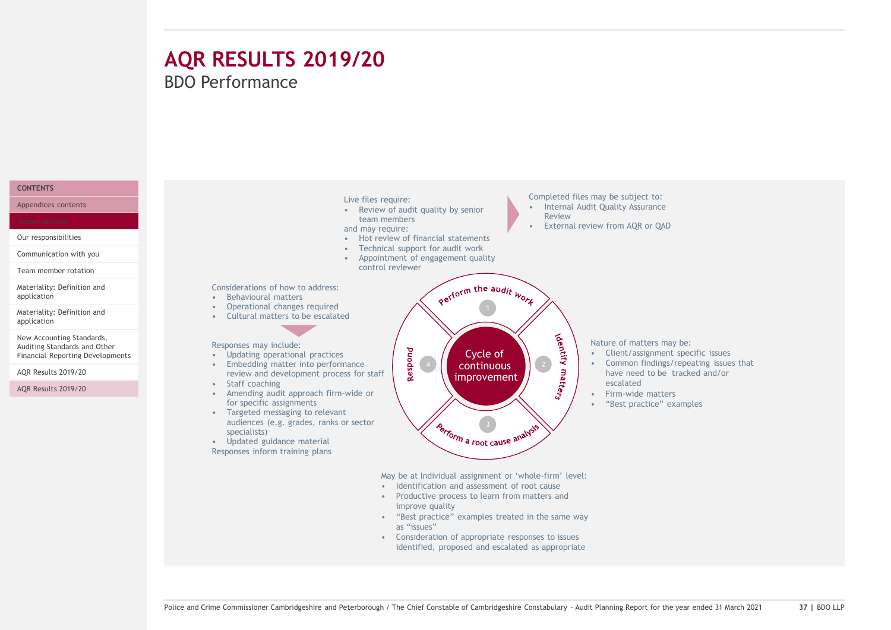# AQR RESULTS 2019/20

## BDO Performance

Live files require:

- Review of audit quality by senior team members

and may require:

- Hot review of financial statements
- Technical support for audit work
- Appointment of engagement quality control reviewer

Completed files may be subject to:

- Internal Audit Quality Assurance Review
- External review from AQR or QAD

**Cycle of continuous improvement**

1. Perform the audit work
2. Identify matters
3. Perform a root cause analysis
4. Respond

Nature of matters may be:

- Client/assignment specific issues
- Common findings/repeating issues that have need to be tracked and/or escalated
- Firm-wide matters
- "Best practice" examples

May be at Individual assignment or 'whole-firm' level:

- Identification and assessment of root cause
- Productive process to learn from matters and improve quality
- "Best practice" examples treated in the same way as "issues"
- Consideration of appropriate responses to issues identified, proposed and escalated as appropriate

Considerations of how to address:

- Behavioural matters
- Operational changes required
- Cultural matters to be escalated

Responses may include:

- Updating operational practices
- Embedding matter into performance review and development process for staff
- Staff coaching
- Amending audit approach firm-wide or for specific assignments
- Targeted messaging to relevant audiences (e.g. grades, ranks or sector specialists)
- Updated guidance material

Responses inform training plans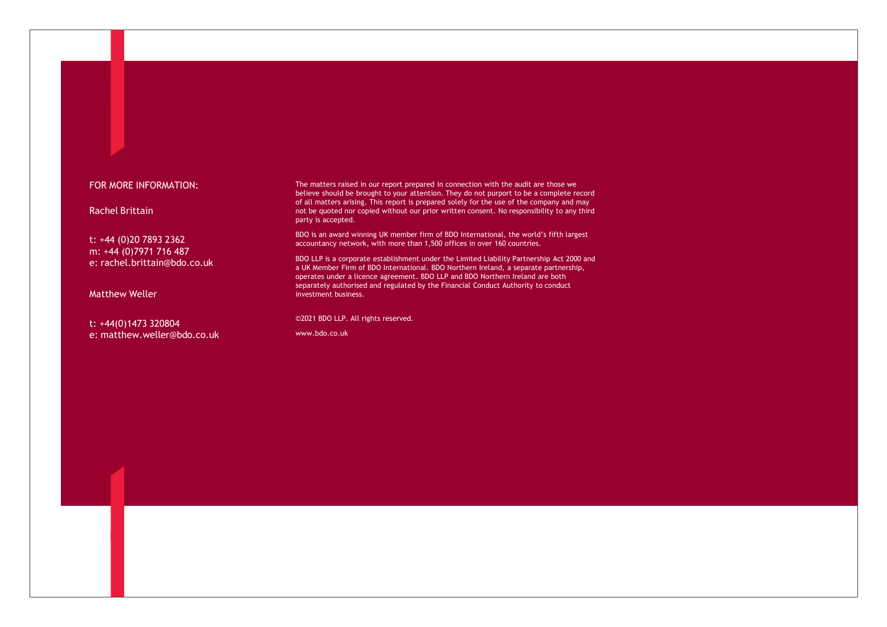FOR MORE INFORMATION:

Rachel Brittain

t: +44 (0)20 7893 2362
m: +44 (0)7971 716 487
e: rachel.brittain@bdo.co.uk

Matthew Weller

t: +44(0)1473 320804
e: matthew.weller@bdo.co.uk

The matters raised in our report prepared in connection with the audit are those we believe should be brought to your attention. They do not purport to be a complete record of all matters arising. This report is prepared solely for the use of the company and may not be quoted nor copied without our prior written consent. No responsibility to any third party is accepted.

BDO is an award winning UK member firm of BDO International, the world's fifth largest accountancy network, with more than 1,500 offices in over 160 countries.

BDO LLP is a corporate establishment under the Limited Liability Partnership Act 2000 and a UK Member Firm of BDO International. BDO Northern Ireland, a separate partnership, operates under a licence agreement. BDO LLP and BDO Northern Ireland are both separately authorised and regulated by the Financial Conduct Authority to conduct investment business.

©2021 BDO LLP. All rights reserved.

www.bdo.co.uk